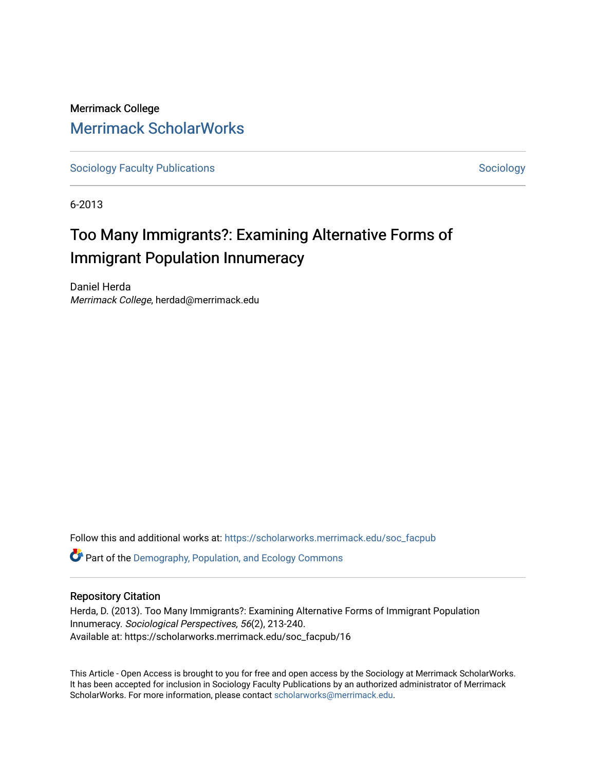Merrimack College

## Merrimack ScholarWorks

Sociology Faculty Publications | Sociology

6-2013

# Too Many Immigrants?: Examining Alternative Forms of Immigrant Population Innumeracy

Daniel Herda
*Merrimack College*, herdad@merrimack.edu

Follow this and additional works at: https://scholarworks.merrimack.edu/soc_facpub

Part of the Demography, Population, and Ecology Commons

### Repository Citation

Herda, D. (2013). Too Many Immigrants?: Examining Alternative Forms of Immigrant Population Innumeracy. *Sociological Perspectives, 56*(2), 213-240.
Available at: https://scholarworks.merrimack.edu/soc_facpub/16

This Article - Open Access is brought to you for free and open access by the Sociology at Merrimack ScholarWorks. It has been accepted for inclusion in Sociology Faculty Publications by an authorized administrator of Merrimack ScholarWorks. For more information, please contact scholarworks@merrimack.edu.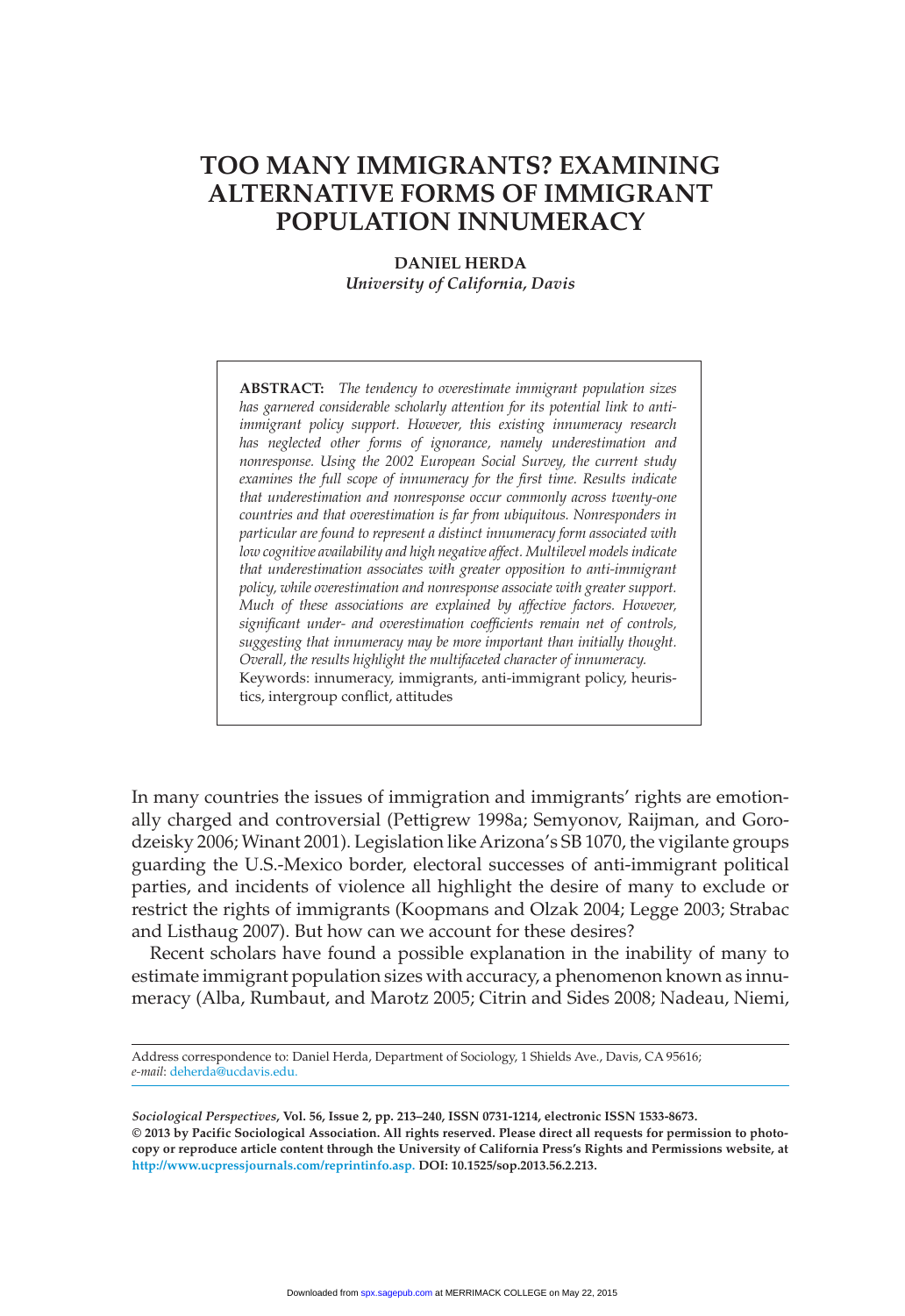# TOO MANY IMMIGRANTS? EXAMINING ALTERNATIVE FORMS OF IMMIGRANT POPULATION INNUMERACY

**DANIEL HERDA**
*University of California, Davis*

> **ABSTRACT:** *The tendency to overestimate immigrant population sizes has garnered considerable scholarly attention for its potential link to anti-immigrant policy support. However, this existing innumeracy research has neglected other forms of ignorance, namely underestimation and nonresponse. Using the 2002 European Social Survey, the current study examines the full scope of innumeracy for the first time. Results indicate that underestimation and nonresponse occur commonly across twenty-one countries and that overestimation is far from ubiquitous. Nonresponders in particular are found to represent a distinct innumeracy form associated with low cognitive availability and high negative affect. Multilevel models indicate that underestimation associates with greater opposition to anti-immigrant policy, while overestimation and nonresponse associate with greater support. Much of these associations are explained by affective factors. However, significant under- and overestimation coefficients remain net of controls, suggesting that innumeracy may be more important than initially thought. Overall, the results highlight the multifaceted character of innumeracy.*
> Keywords: innumeracy, immigrants, anti-immigrant policy, heuristics, intergroup conflict, attitudes

In many countries the issues of immigration and immigrants' rights are emotionally charged and controversial (Pettigrew 1998a; Semyonov, Raijman, and Gorodzeisky 2006; Winant 2001). Legislation like Arizona's SB 1070, the vigilante groups guarding the U.S.-Mexico border, electoral successes of anti-immigrant political parties, and incidents of violence all highlight the desire of many to exclude or restrict the rights of immigrants (Koopmans and Olzak 2004; Legge 2003; Strabac and Listhaug 2007). But how can we account for these desires?

Recent scholars have found a possible explanation in the inability of many to estimate immigrant population sizes with accuracy, a phenomenon known as innumeracy (Alba, Rumbaut, and Marotz 2005; Citrin and Sides 2008; Nadeau, Niemi,

Address correspondence to: Daniel Herda, Department of Sociology, 1 Shields Ave., Davis, CA 95616; *e-mail*: deherda@ucdavis.edu.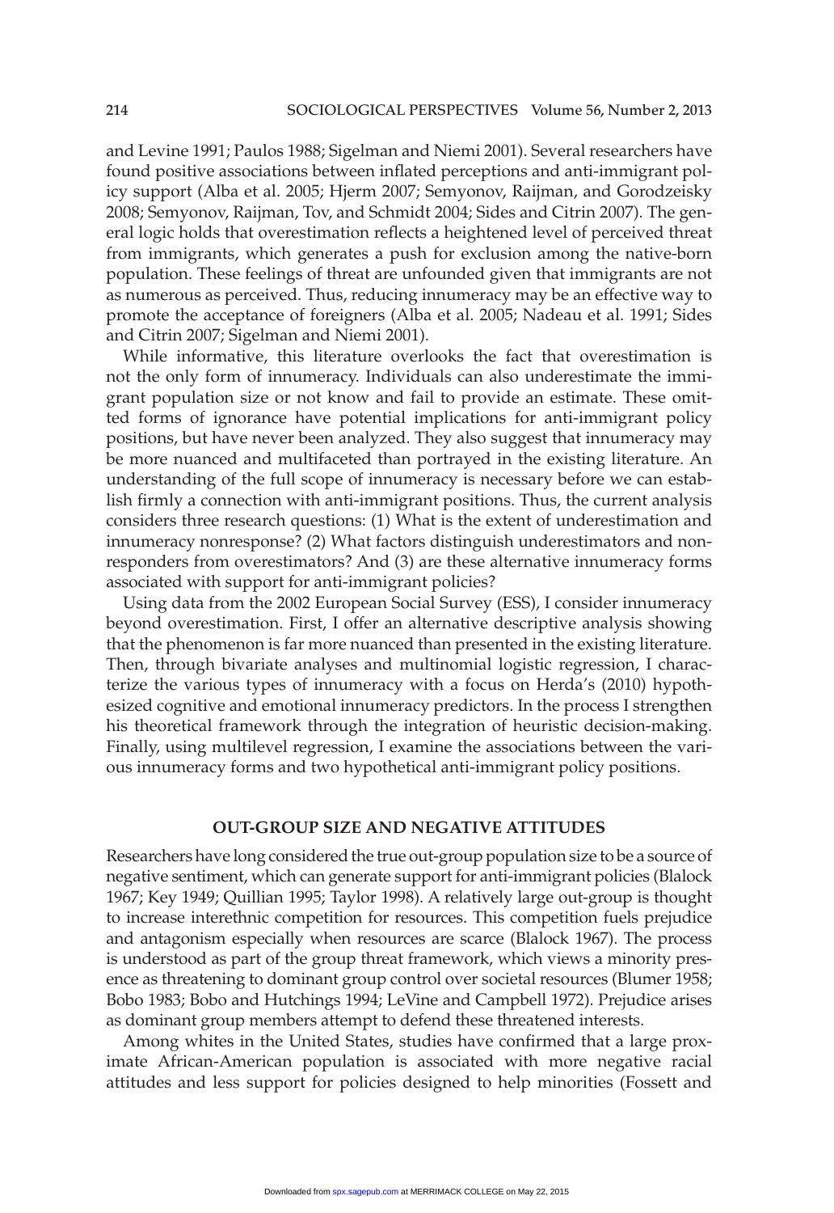and Levine 1991; Paulos 1988; Sigelman and Niemi 2001). Several researchers have found positive associations between inflated perceptions and anti-immigrant policy support (Alba et al. 2005; Hjerm 2007; Semyonov, Raijman, and Gorodzeisky 2008; Semyonov, Raijman, Tov, and Schmidt 2004; Sides and Citrin 2007). The general logic holds that overestimation reflects a heightened level of perceived threat from immigrants, which generates a push for exclusion among the native-born population. These feelings of threat are unfounded given that immigrants are not as numerous as perceived. Thus, reducing innumeracy may be an effective way to promote the acceptance of foreigners (Alba et al. 2005; Nadeau et al. 1991; Sides and Citrin 2007; Sigelman and Niemi 2001).

While informative, this literature overlooks the fact that overestimation is not the only form of innumeracy. Individuals can also underestimate the immigrant population size or not know and fail to provide an estimate. These omitted forms of ignorance have potential implications for anti-immigrant policy positions, but have never been analyzed. They also suggest that innumeracy may be more nuanced and multifaceted than portrayed in the existing literature. An understanding of the full scope of innumeracy is necessary before we can establish firmly a connection with anti-immigrant positions. Thus, the current analysis considers three research questions: (1) What is the extent of underestimation and innumeracy nonresponse? (2) What factors distinguish underestimators and nonresponders from overestimators? And (3) are these alternative innumeracy forms associated with support for anti-immigrant policies?

Using data from the 2002 European Social Survey (ESS), I consider innumeracy beyond overestimation. First, I offer an alternative descriptive analysis showing that the phenomenon is far more nuanced than presented in the existing literature. Then, through bivariate analyses and multinomial logistic regression, I characterize the various types of innumeracy with a focus on Herda's (2010) hypothesized cognitive and emotional innumeracy predictors. In the process I strengthen his theoretical framework through the integration of heuristic decision-making. Finally, using multilevel regression, I examine the associations between the various innumeracy forms and two hypothetical anti-immigrant policy positions.

## OUT-GROUP SIZE AND NEGATIVE ATTITUDES

Researchers have long considered the true out-group population size to be a source of negative sentiment, which can generate support for anti-immigrant policies (Blalock 1967; Key 1949; Quillian 1995; Taylor 1998). A relatively large out-group is thought to increase interethnic competition for resources. This competition fuels prejudice and antagonism especially when resources are scarce (Blalock 1967). The process is understood as part of the group threat framework, which views a minority presence as threatening to dominant group control over societal resources (Blumer 1958; Bobo 1983; Bobo and Hutchings 1994; LeVine and Campbell 1972). Prejudice arises as dominant group members attempt to defend these threatened interests.

Among whites in the United States, studies have confirmed that a large proximate African-American population is associated with more negative racial attitudes and less support for policies designed to help minorities (Fossett and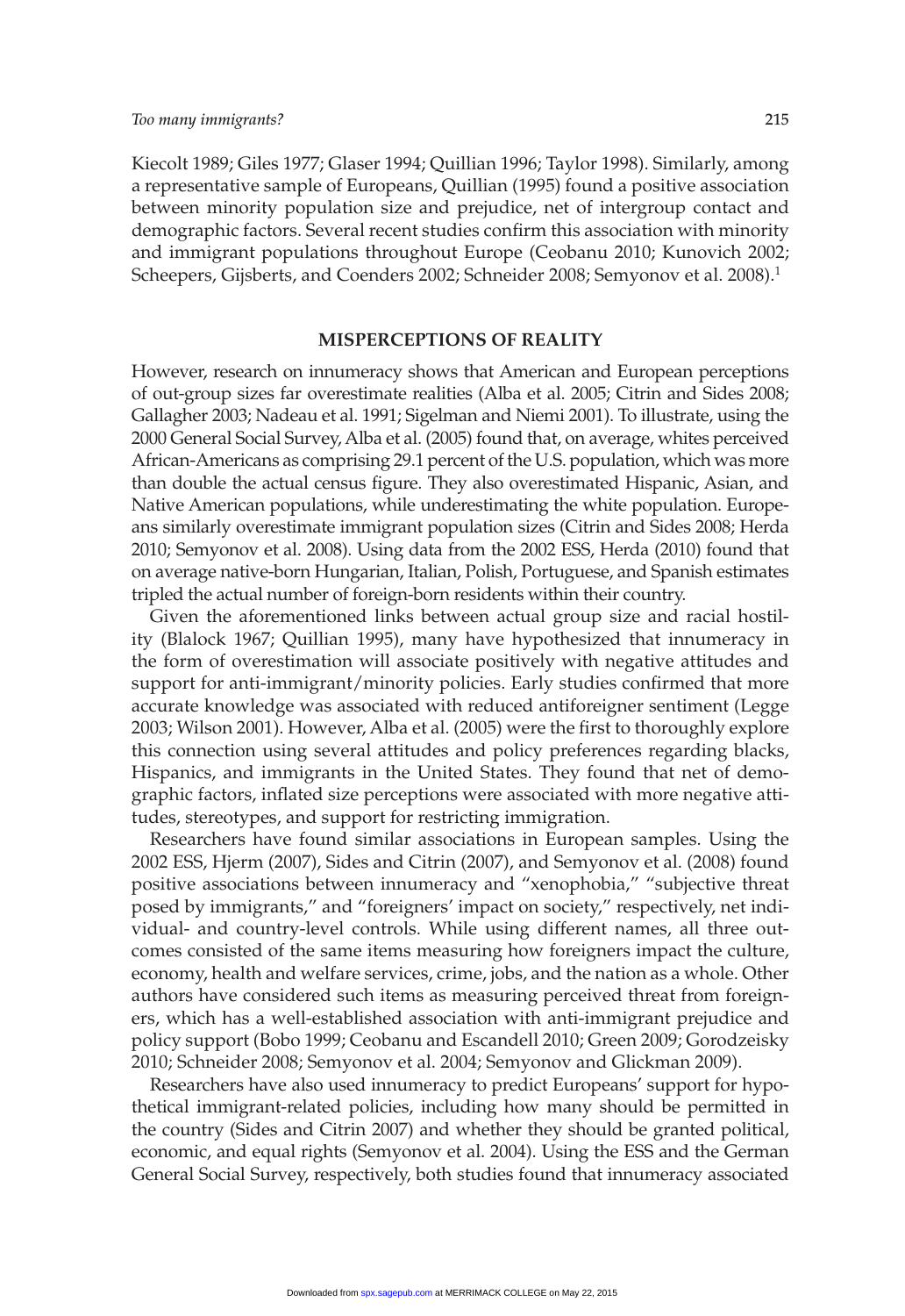Kiecolt 1989; Giles 1977; Glaser 1994; Quillian 1996; Taylor 1998). Similarly, among a representative sample of Europeans, Quillian (1995) found a positive association between minority population size and prejudice, net of intergroup contact and demographic factors. Several recent studies confirm this association with minority and immigrant populations throughout Europe (Ceobanu 2010; Kunovich 2002; Scheepers, Gijsberts, and Coenders 2002; Schneider 2008; Semyonov et al. 2008).[1]

## MISPERCEPTIONS OF REALITY

However, research on innumeracy shows that American and European perceptions of out-group sizes far overestimate realities (Alba et al. 2005; Citrin and Sides 2008; Gallagher 2003; Nadeau et al. 1991; Sigelman and Niemi 2001). To illustrate, using the 2000 General Social Survey, Alba et al. (2005) found that, on average, whites perceived African-Americans as comprising 29.1 percent of the U.S. population, which was more than double the actual census figure. They also overestimated Hispanic, Asian, and Native American populations, while underestimating the white population. Europeans similarly overestimate immigrant population sizes (Citrin and Sides 2008; Herda 2010; Semyonov et al. 2008). Using data from the 2002 ESS, Herda (2010) found that on average native-born Hungarian, Italian, Polish, Portuguese, and Spanish estimates tripled the actual number of foreign-born residents within their country.

Given the aforementioned links between actual group size and racial hostility (Blalock 1967; Quillian 1995), many have hypothesized that innumeracy in the form of overestimation will associate positively with negative attitudes and support for anti-immigrant/minority policies. Early studies confirmed that more accurate knowledge was associated with reduced antiforeigner sentiment (Legge 2003; Wilson 2001). However, Alba et al. (2005) were the first to thoroughly explore this connection using several attitudes and policy preferences regarding blacks, Hispanics, and immigrants in the United States. They found that net of demographic factors, inflated size perceptions were associated with more negative attitudes, stereotypes, and support for restricting immigration.

Researchers have found similar associations in European samples. Using the 2002 ESS, Hjerm (2007), Sides and Citrin (2007), and Semyonov et al. (2008) found positive associations between innumeracy and "xenophobia," "subjective threat posed by immigrants," and "foreigners' impact on society," respectively, net individual- and country-level controls. While using different names, all three outcomes consisted of the same items measuring how foreigners impact the culture, economy, health and welfare services, crime, jobs, and the nation as a whole. Other authors have considered such items as measuring perceived threat from foreigners, which has a well-established association with anti-immigrant prejudice and policy support (Bobo 1999; Ceobanu and Escandell 2010; Green 2009; Gorodzeisky 2010; Schneider 2008; Semyonov et al. 2004; Semyonov and Glickman 2009).

Researchers have also used innumeracy to predict Europeans' support for hypothetical immigrant-related policies, including how many should be permitted in the country (Sides and Citrin 2007) and whether they should be granted political, economic, and equal rights (Semyonov et al. 2004). Using the ESS and the German General Social Survey, respectively, both studies found that innumeracy associated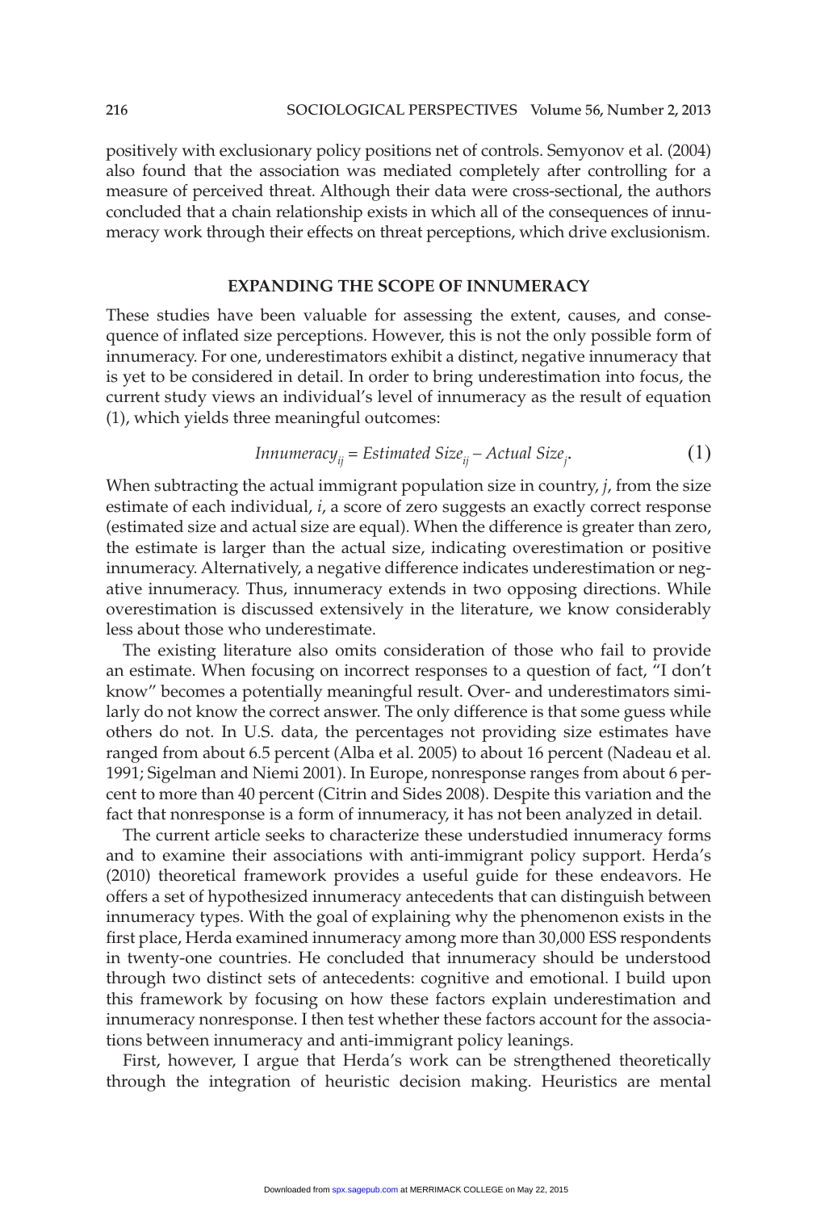positively with exclusionary policy positions net of controls. Semyonov et al. (2004) also found that the association was mediated completely after controlling for a measure of perceived threat. Although their data were cross-sectional, the authors concluded that a chain relationship exists in which all of the consequences of innumeracy work through their effects on threat perceptions, which drive exclusionism.

## EXPANDING THE SCOPE OF INNUMERACY

These studies have been valuable for assessing the extent, causes, and consequence of inflated size perceptions. However, this is not the only possible form of innumeracy. For one, underestimators exhibit a distinct, negative innumeracy that is yet to be considered in detail. In order to bring underestimation into focus, the current study views an individual's level of innumeracy as the result of equation (1), which yields three meaningful outcomes:

$$Innumeracy_{ij} = Estimated\ Size_{ij} - Actual\ Size_{j}. \quad (1)$$

When subtracting the actual immigrant population size in country, $j$, from the size estimate of each individual, $i$, a score of zero suggests an exactly correct response (estimated size and actual size are equal). When the difference is greater than zero, the estimate is larger than the actual size, indicating overestimation or positive innumeracy. Alternatively, a negative difference indicates underestimation or negative innumeracy. Thus, innumeracy extends in two opposing directions. While overestimation is discussed extensively in the literature, we know considerably less about those who underestimate.

The existing literature also omits consideration of those who fail to provide an estimate. When focusing on incorrect responses to a question of fact, "I don't know" becomes a potentially meaningful result. Over- and underestimators similarly do not know the correct answer. The only difference is that some guess while others do not. In U.S. data, the percentages not providing size estimates have ranged from about 6.5 percent (Alba et al. 2005) to about 16 percent (Nadeau et al. 1991; Sigelman and Niemi 2001). In Europe, nonresponse ranges from about 6 percent to more than 40 percent (Citrin and Sides 2008). Despite this variation and the fact that nonresponse is a form of innumeracy, it has not been analyzed in detail.

The current article seeks to characterize these understudied innumeracy forms and to examine their associations with anti-immigrant policy support. Herda's (2010) theoretical framework provides a useful guide for these endeavors. He offers a set of hypothesized innumeracy antecedents that can distinguish between innumeracy types. With the goal of explaining why the phenomenon exists in the first place, Herda examined innumeracy among more than 30,000 ESS respondents in twenty-one countries. He concluded that innumeracy should be understood through two distinct sets of antecedents: cognitive and emotional. I build upon this framework by focusing on how these factors explain underestimation and innumeracy nonresponse. I then test whether these factors account for the associations between innumeracy and anti-immigrant policy leanings.

First, however, I argue that Herda's work can be strengthened theoretically through the integration of heuristic decision making. Heuristics are mental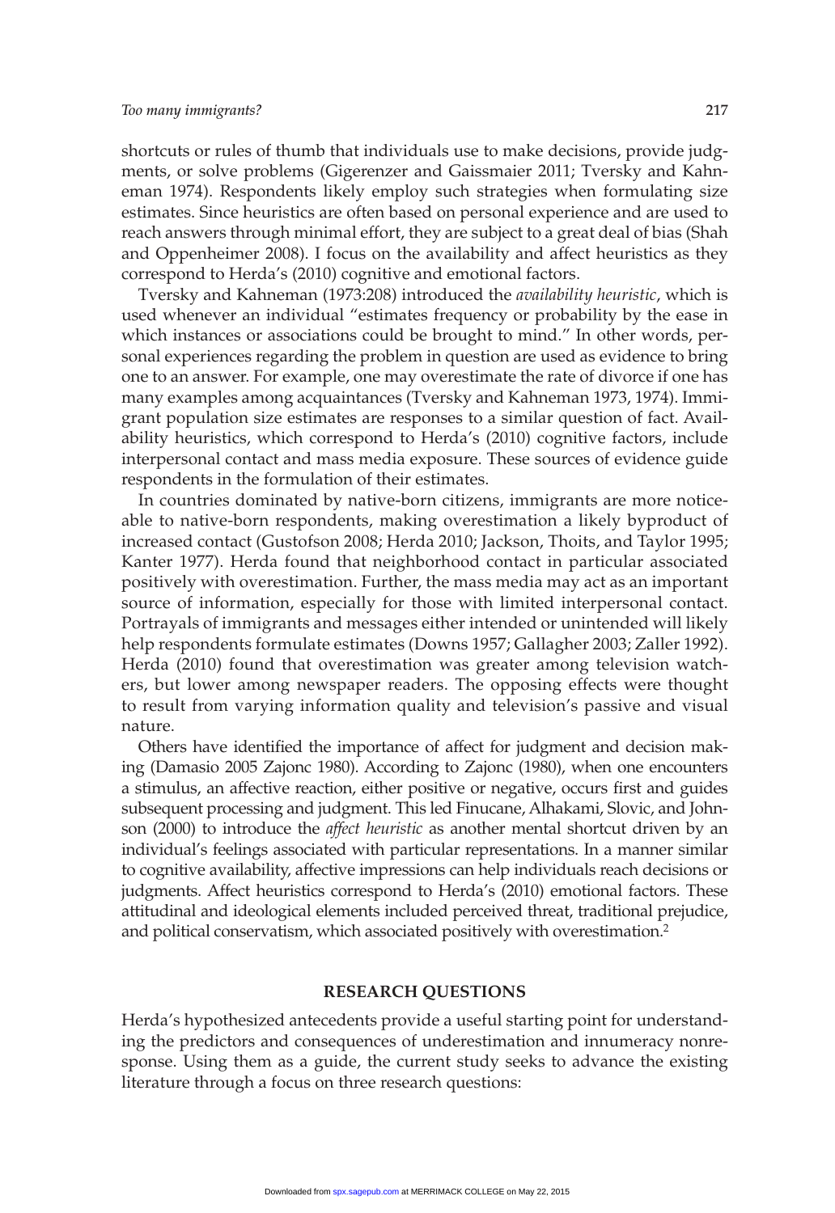shortcuts or rules of thumb that individuals use to make decisions, provide judgments, or solve problems (Gigerenzer and Gaissmaier 2011; Tversky and Kahneman 1974). Respondents likely employ such strategies when formulating size estimates. Since heuristics are often based on personal experience and are used to reach answers through minimal effort, they are subject to a great deal of bias (Shah and Oppenheimer 2008). I focus on the availability and affect heuristics as they correspond to Herda's (2010) cognitive and emotional factors.

Tversky and Kahneman (1973:208) introduced the *availability heuristic*, which is used whenever an individual "estimates frequency or probability by the ease in which instances or associations could be brought to mind." In other words, personal experiences regarding the problem in question are used as evidence to bring one to an answer. For example, one may overestimate the rate of divorce if one has many examples among acquaintances (Tversky and Kahneman 1973, 1974). Immigrant population size estimates are responses to a similar question of fact. Availability heuristics, which correspond to Herda's (2010) cognitive factors, include interpersonal contact and mass media exposure. These sources of evidence guide respondents in the formulation of their estimates.

In countries dominated by native-born citizens, immigrants are more noticeable to native-born respondents, making overestimation a likely byproduct of increased contact (Gustofson 2008; Herda 2010; Jackson, Thoits, and Taylor 1995; Kanter 1977). Herda found that neighborhood contact in particular associated positively with overestimation. Further, the mass media may act as an important source of information, especially for those with limited interpersonal contact. Portrayals of immigrants and messages either intended or unintended will likely help respondents formulate estimates (Downs 1957; Gallagher 2003; Zaller 1992). Herda (2010) found that overestimation was greater among television watchers, but lower among newspaper readers. The opposing effects were thought to result from varying information quality and television's passive and visual nature.

Others have identified the importance of affect for judgment and decision making (Damasio 2005 Zajonc 1980). According to Zajonc (1980), when one encounters a stimulus, an affective reaction, either positive or negative, occurs first and guides subsequent processing and judgment. This led Finucane, Alhakami, Slovic, and Johnson (2000) to introduce the *affect heuristic* as another mental shortcut driven by an individual's feelings associated with particular representations. In a manner similar to cognitive availability, affective impressions can help individuals reach decisions or judgments. Affect heuristics correspond to Herda's (2010) emotional factors. These attitudinal and ideological elements included perceived threat, traditional prejudice, and political conservatism, which associated positively with overestimation.[2]

## RESEARCH QUESTIONS

Herda's hypothesized antecedents provide a useful starting point for understanding the predictors and consequences of underestimation and innumeracy nonresponse. Using them as a guide, the current study seeks to advance the existing literature through a focus on three research questions: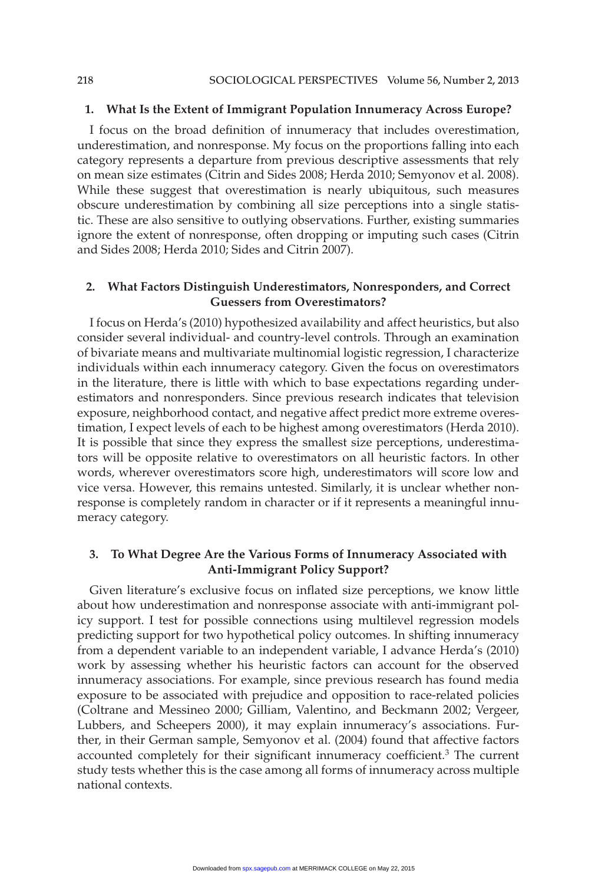### 1. What Is the Extent of Immigrant Population Innumeracy Across Europe?

I focus on the broad definition of innumeracy that includes overestimation, underestimation, and nonresponse. My focus on the proportions falling into each category represents a departure from previous descriptive assessments that rely on mean size estimates (Citrin and Sides 2008; Herda 2010; Semyonov et al. 2008). While these suggest that overestimation is nearly ubiquitous, such measures obscure underestimation by combining all size perceptions into a single statistic. These are also sensitive to outlying observations. Further, existing summaries ignore the extent of nonresponse, often dropping or imputing such cases (Citrin and Sides 2008; Herda 2010; Sides and Citrin 2007).

### 2. What Factors Distinguish Underestimators, Nonresponders, and Correct Guessers from Overestimators?

I focus on Herda's (2010) hypothesized availability and affect heuristics, but also consider several individual- and country-level controls. Through an examination of bivariate means and multivariate multinomial logistic regression, I characterize individuals within each innumeracy category. Given the focus on overestimators in the literature, there is little with which to base expectations regarding underestimators and nonresponders. Since previous research indicates that television exposure, neighborhood contact, and negative affect predict more extreme overestimation, I expect levels of each to be highest among overestimators (Herda 2010). It is possible that since they express the smallest size perceptions, underestimators will be opposite relative to overestimators on all heuristic factors. In other words, wherever overestimators score high, underestimators will score low and vice versa. However, this remains untested. Similarly, it is unclear whether nonresponse is completely random in character or if it represents a meaningful innumeracy category.

### 3. To What Degree Are the Various Forms of Innumeracy Associated with Anti-Immigrant Policy Support?

Given literature's exclusive focus on inflated size perceptions, we know little about how underestimation and nonresponse associate with anti-immigrant policy support. I test for possible connections using multilevel regression models predicting support for two hypothetical policy outcomes. In shifting innumeracy from a dependent variable to an independent variable, I advance Herda's (2010) work by assessing whether his heuristic factors can account for the observed innumeracy associations. For example, since previous research has found media exposure to be associated with prejudice and opposition to race-related policies (Coltrane and Messineo 2000; Gilliam, Valentino, and Beckmann 2002; Vergeer, Lubbers, and Scheepers 2000), it may explain innumeracy's associations. Further, in their German sample, Semyonov et al. (2004) found that affective factors accounted completely for their significant innumeracy coefficient.[3] The current study tests whether this is the case among all forms of innumeracy across multiple national contexts.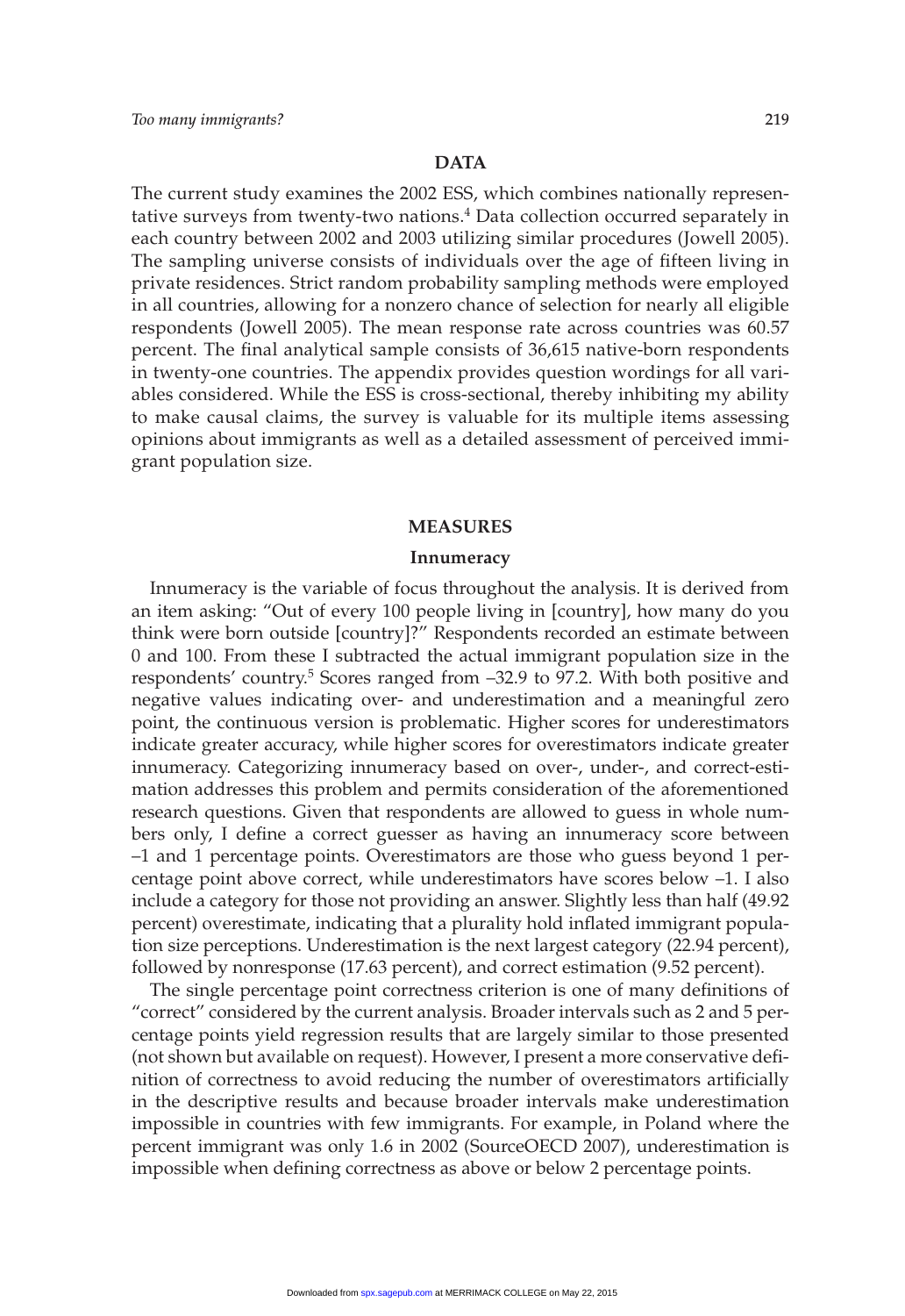## DATA

The current study examines the 2002 ESS, which combines nationally representative surveys from twenty-two nations.[4] Data collection occurred separately in each country between 2002 and 2003 utilizing similar procedures (Jowell 2005). The sampling universe consists of individuals over the age of fifteen living in private residences. Strict random probability sampling methods were employed in all countries, allowing for a nonzero chance of selection for nearly all eligible respondents (Jowell 2005). The mean response rate across countries was 60.57 percent. The final analytical sample consists of 36,615 native-born respondents in twenty-one countries. The appendix provides question wordings for all variables considered. While the ESS is cross-sectional, thereby inhibiting my ability to make causal claims, the survey is valuable for its multiple items assessing opinions about immigrants as well as a detailed assessment of perceived immigrant population size.

## MEASURES

### Innumeracy

Innumeracy is the variable of focus throughout the analysis. It is derived from an item asking: "Out of every 100 people living in [country], how many do you think were born outside [country]?" Respondents recorded an estimate between 0 and 100. From these I subtracted the actual immigrant population size in the respondents' country.[5] Scores ranged from –32.9 to 97.2. With both positive and negative values indicating over- and underestimation and a meaningful zero point, the continuous version is problematic. Higher scores for underestimators indicate greater accuracy, while higher scores for overestimators indicate greater innumeracy. Categorizing innumeracy based on over-, under-, and correct-estimation addresses this problem and permits consideration of the aforementioned research questions. Given that respondents are allowed to guess in whole numbers only, I define a correct guesser as having an innumeracy score between –1 and 1 percentage points. Overestimators are those who guess beyond 1 percentage point above correct, while underestimators have scores below –1. I also include a category for those not providing an answer. Slightly less than half (49.92 percent) overestimate, indicating that a plurality hold inflated immigrant population size perceptions. Underestimation is the next largest category (22.94 percent), followed by nonresponse (17.63 percent), and correct estimation (9.52 percent).

The single percentage point correctness criterion is one of many definitions of "correct" considered by the current analysis. Broader intervals such as 2 and 5 percentage points yield regression results that are largely similar to those presented (not shown but available on request). However, I present a more conservative definition of correctness to avoid reducing the number of overestimators artificially in the descriptive results and because broader intervals make underestimation impossible in countries with few immigrants. For example, in Poland where the percent immigrant was only 1.6 in 2002 (SourceOECD 2007), underestimation is impossible when defining correctness as above or below 2 percentage points.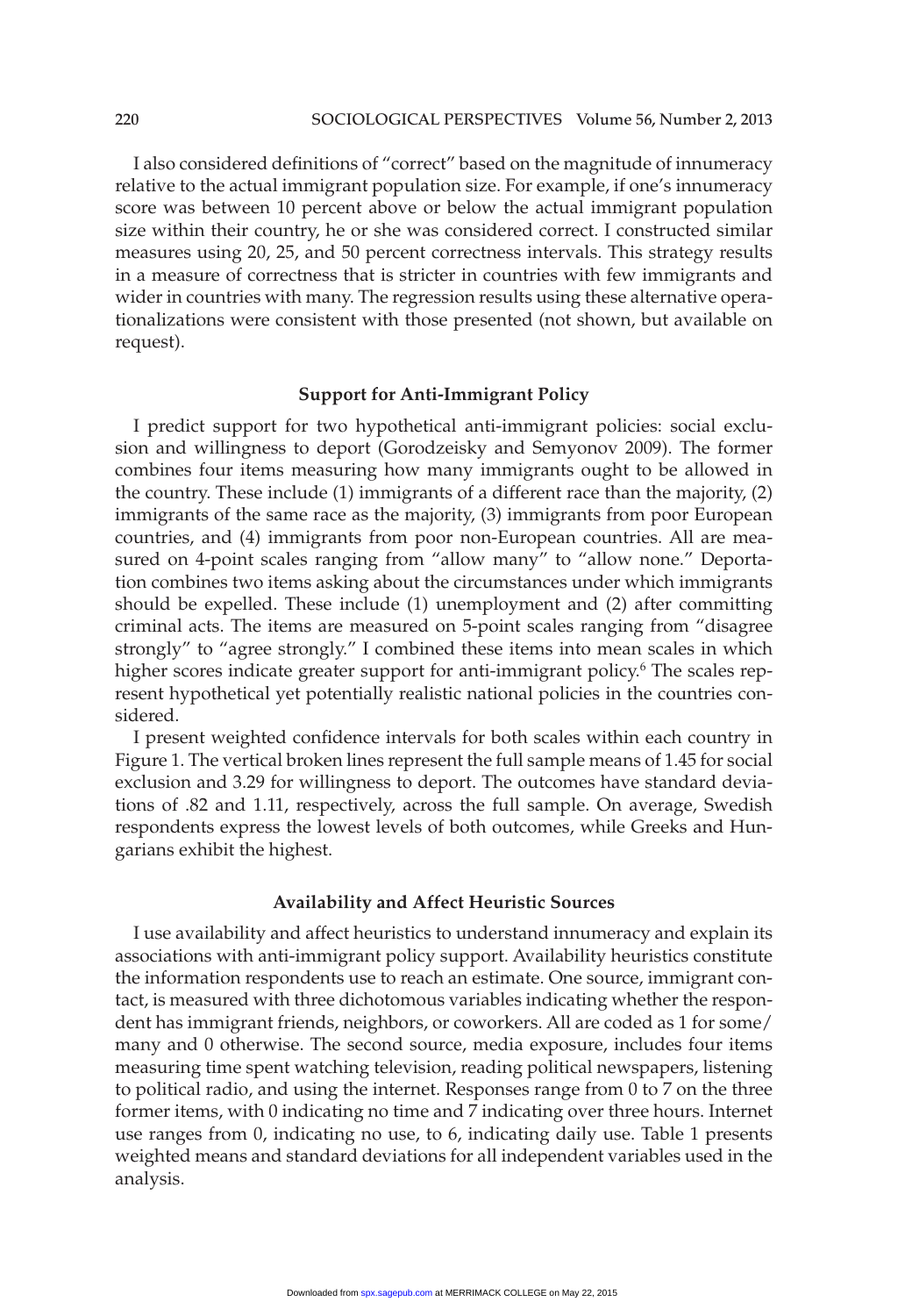I also considered definitions of "correct" based on the magnitude of innumeracy relative to the actual immigrant population size. For example, if one's innumeracy score was between 10 percent above or below the actual immigrant population size within their country, he or she was considered correct. I constructed similar measures using 20, 25, and 50 percent correctness intervals. This strategy results in a measure of correctness that is stricter in countries with few immigrants and wider in countries with many. The regression results using these alternative operationalizations were consistent with those presented (not shown, but available on request).

## Support for Anti-Immigrant Policy

I predict support for two hypothetical anti-immigrant policies: social exclusion and willingness to deport (Gorodzeisky and Semyonov 2009). The former combines four items measuring how many immigrants ought to be allowed in the country. These include (1) immigrants of a different race than the majority, (2) immigrants of the same race as the majority, (3) immigrants from poor European countries, and (4) immigrants from poor non-European countries. All are measured on 4-point scales ranging from "allow many" to "allow none." Deportation combines two items asking about the circumstances under which immigrants should be expelled. These include (1) unemployment and (2) after committing criminal acts. The items are measured on 5-point scales ranging from "disagree strongly" to "agree strongly." I combined these items into mean scales in which higher scores indicate greater support for anti-immigrant policy.[6] The scales represent hypothetical yet potentially realistic national policies in the countries considered.

I present weighted confidence intervals for both scales within each country in Figure 1. The vertical broken lines represent the full sample means of 1.45 for social exclusion and 3.29 for willingness to deport. The outcomes have standard deviations of .82 and 1.11, respectively, across the full sample. On average, Swedish respondents express the lowest levels of both outcomes, while Greeks and Hungarians exhibit the highest.

## Availability and Affect Heuristic Sources

I use availability and affect heuristics to understand innumeracy and explain its associations with anti-immigrant policy support. Availability heuristics constitute the information respondents use to reach an estimate. One source, immigrant contact, is measured with three dichotomous variables indicating whether the respondent has immigrant friends, neighbors, or coworkers. All are coded as 1 for some/many and 0 otherwise. The second source, media exposure, includes four items measuring time spent watching television, reading political newspapers, listening to political radio, and using the internet. Responses range from 0 to 7 on the three former items, with 0 indicating no time and 7 indicating over three hours. Internet use ranges from 0, indicating no use, to 6, indicating daily use. Table 1 presents weighted means and standard deviations for all independent variables used in the analysis.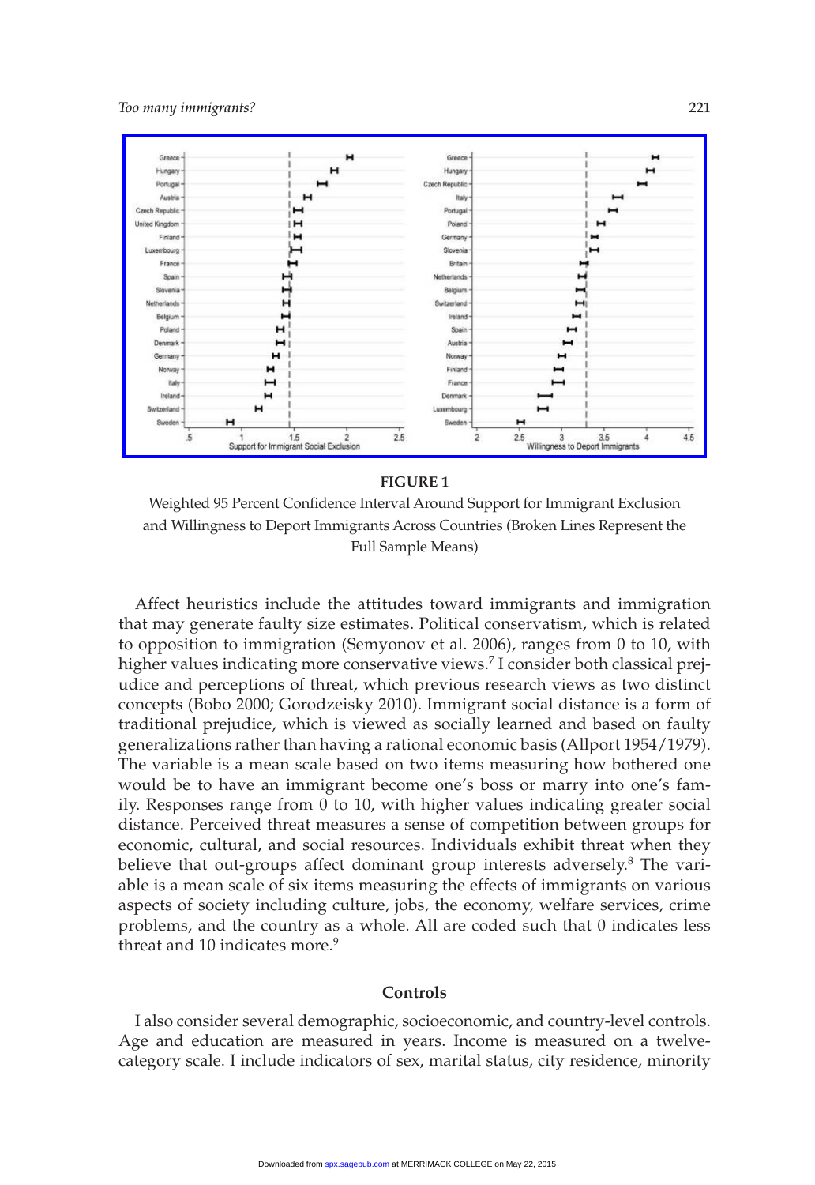**FIGURE 1**

Weighted 95 Percent Confidence Interval Around Support for Immigrant Exclusion and Willingness to Deport Immigrants Across Countries (Broken Lines Represent the Full Sample Means)

Affect heuristics include the attitudes toward immigrants and immigration that may generate faulty size estimates. Political conservatism, which is related to opposition to immigration (Semyonov et al. 2006), ranges from 0 to 10, with higher values indicating more conservative views.[7] I consider both classical prejudice and perceptions of threat, which previous research views as two distinct concepts (Bobo 2000; Gorodzeisky 2010). Immigrant social distance is a form of traditional prejudice, which is viewed as socially learned and based on faulty generalizations rather than having a rational economic basis (Allport 1954/1979). The variable is a mean scale based on two items measuring how bothered one would be to have an immigrant become one's boss or marry into one's family. Responses range from 0 to 10, with higher values indicating greater social distance. Perceived threat measures a sense of competition between groups for economic, cultural, and social resources. Individuals exhibit threat when they believe that out-groups affect dominant group interests adversely.[8] The variable is a mean scale of six items measuring the effects of immigrants on various aspects of society including culture, jobs, the economy, welfare services, crime problems, and the country as a whole. All are coded such that 0 indicates less threat and 10 indicates more.[9]

### Controls

I also consider several demographic, socioeconomic, and country-level controls. Age and education are measured in years. Income is measured on a twelve-category scale. I include indicators of sex, marital status, city residence, minority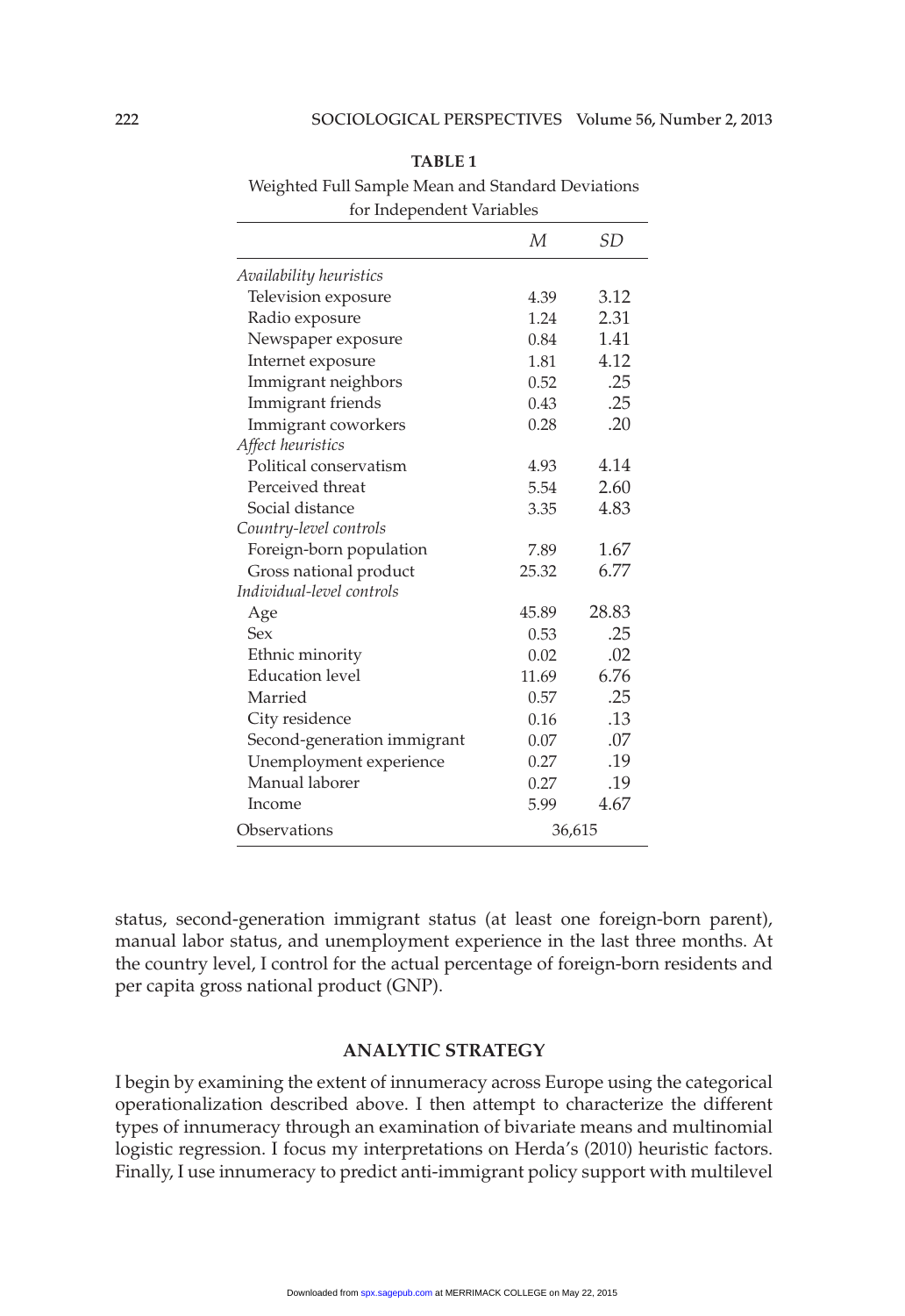**TABLE 1**

Weighted Full Sample Mean and Standard Deviations for Independent Variables

| | *M* | *SD* |
|---|---|---|
| *Availability heuristics* | | |
| Television exposure | 4.39 | 3.12 |
| Radio exposure | 1.24 | 2.31 |
| Newspaper exposure | 0.84 | 1.41 |
| Internet exposure | 1.81 | 4.12 |
| Immigrant neighbors | 0.52 | .25 |
| Immigrant friends | 0.43 | .25 |
| Immigrant coworkers | 0.28 | .20 |
| *Affect heuristics* | | |
| Political conservatism | 4.93 | 4.14 |
| Perceived threat | 5.54 | 2.60 |
| Social distance | 3.35 | 4.83 |
| *Country-level controls* | | |
| Foreign-born population | 7.89 | 1.67 |
| Gross national product | 25.32 | 6.77 |
| *Individual-level controls* | | |
| Age | 45.89 | 28.83 |
| Sex | 0.53 | .25 |
| Ethnic minority | 0.02 | .02 |
| Education level | 11.69 | 6.76 |
| Married | 0.57 | .25 |
| City residence | 0.16 | .13 |
| Second-generation immigrant | 0.07 | .07 |
| Unemployment experience | 0.27 | .19 |
| Manual laborer | 0.27 | .19 |
| Income | 5.99 | 4.67 |
| Observations | 36,615 | |

status, second-generation immigrant status (at least one foreign-born parent), manual labor status, and unemployment experience in the last three months. At the country level, I control for the actual percentage of foreign-born residents and per capita gross national product (GNP).

## ANALYTIC STRATEGY

I begin by examining the extent of innumeracy across Europe using the categorical operationalization described above. I then attempt to characterize the different types of innumeracy through an examination of bivariate means and multinomial logistic regression. I focus my interpretations on Herda's (2010) heuristic factors. Finally, I use innumeracy to predict anti-immigrant policy support with multilevel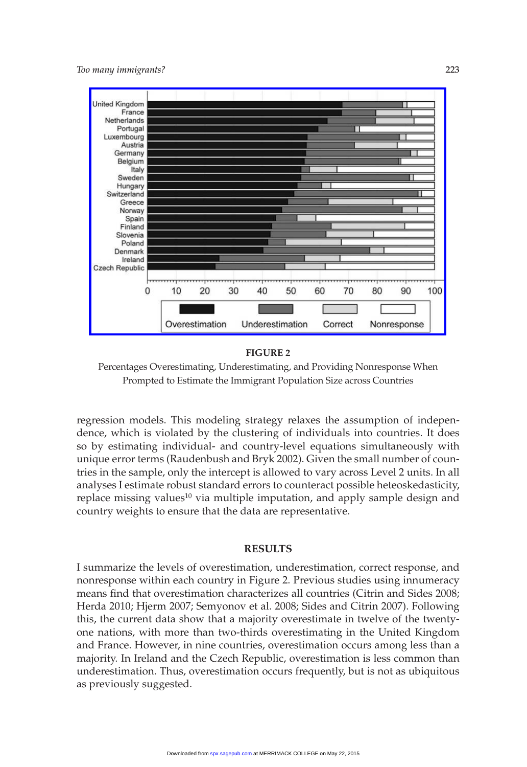**FIGURE 2**

Percentages Overestimating, Underestimating, and Providing Nonresponse When Prompted to Estimate the Immigrant Population Size across Countries

regression models. This modeling strategy relaxes the assumption of independence, which is violated by the clustering of individuals into countries. It does so by estimating individual- and country-level equations simultaneously with unique error terms (Raudenbush and Bryk 2002). Given the small number of countries in the sample, only the intercept is allowed to vary across Level 2 units. In all analyses I estimate robust standard errors to counteract possible heteoskedasticity, replace missing values[10] via multiple imputation, and apply sample design and country weights to ensure that the data are representative.

## RESULTS

I summarize the levels of overestimation, underestimation, correct response, and nonresponse within each country in Figure 2. Previous studies using innumeracy means find that overestimation characterizes all countries (Citrin and Sides 2008; Herda 2010; Hjerm 2007; Semyonov et al. 2008; Sides and Citrin 2007). Following this, the current data show that a majority overestimate in twelve of the twenty-one nations, with more than two-thirds overestimating in the United Kingdom and France. However, in nine countries, overestimation occurs among less than a majority. In Ireland and the Czech Republic, overestimation is less common than underestimation. Thus, overestimation occurs frequently, but is not as ubiquitous as previously suggested.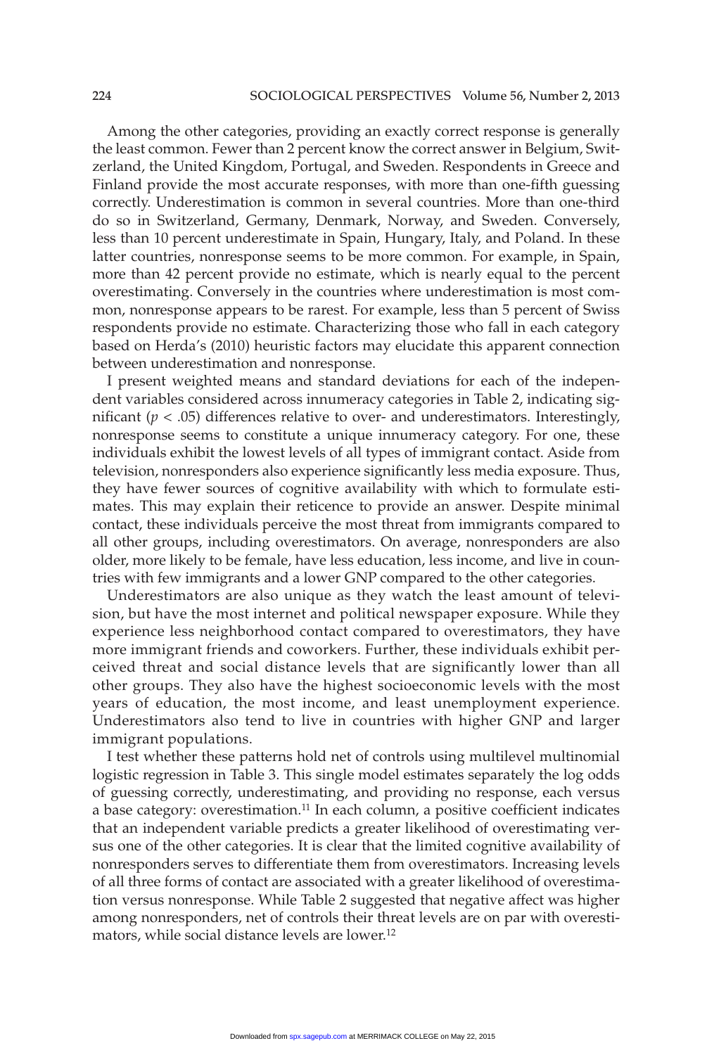Among the other categories, providing an exactly correct response is generally the least common. Fewer than 2 percent know the correct answer in Belgium, Switzerland, the United Kingdom, Portugal, and Sweden. Respondents in Greece and Finland provide the most accurate responses, with more than one-fifth guessing correctly. Underestimation is common in several countries. More than one-third do so in Switzerland, Germany, Denmark, Norway, and Sweden. Conversely, less than 10 percent underestimate in Spain, Hungary, Italy, and Poland. In these latter countries, nonresponse seems to be more common. For example, in Spain, more than 42 percent provide no estimate, which is nearly equal to the percent overestimating. Conversely in the countries where underestimation is most common, nonresponse appears to be rarest. For example, less than 5 percent of Swiss respondents provide no estimate. Characterizing those who fall in each category based on Herda's (2010) heuristic factors may elucidate this apparent connection between underestimation and nonresponse.

I present weighted means and standard deviations for each of the independent variables considered across innumeracy categories in Table 2, indicating significant ($p < .05$) differences relative to over- and underestimators. Interestingly, nonresponse seems to constitute a unique innumeracy category. For one, these individuals exhibit the lowest levels of all types of immigrant contact. Aside from television, nonresponders also experience significantly less media exposure. Thus, they have fewer sources of cognitive availability with which to formulate estimates. This may explain their reticence to provide an answer. Despite minimal contact, these individuals perceive the most threat from immigrants compared to all other groups, including overestimators. On average, nonresponders are also older, more likely to be female, have less education, less income, and live in countries with few immigrants and a lower GNP compared to the other categories.

Underestimators are also unique as they watch the least amount of television, but have the most internet and political newspaper exposure. While they experience less neighborhood contact compared to overestimators, they have more immigrant friends and coworkers. Further, these individuals exhibit perceived threat and social distance levels that are significantly lower than all other groups. They also have the highest socioeconomic levels with the most years of education, the most income, and least unemployment experience. Underestimators also tend to live in countries with higher GNP and larger immigrant populations.

I test whether these patterns hold net of controls using multilevel multinomial logistic regression in Table 3. This single model estimates separately the log odds of guessing correctly, underestimating, and providing no response, each versus a base category: overestimation.[11] In each column, a positive coefficient indicates that an independent variable predicts a greater likelihood of overestimating versus one of the other categories. It is clear that the limited cognitive availability of nonresponders serves to differentiate them from overestimators. Increasing levels of all three forms of contact are associated with a greater likelihood of overestimation versus nonresponse. While Table 2 suggested that negative affect was higher among nonresponders, net of controls their threat levels are on par with overestimators, while social distance levels are lower.[12]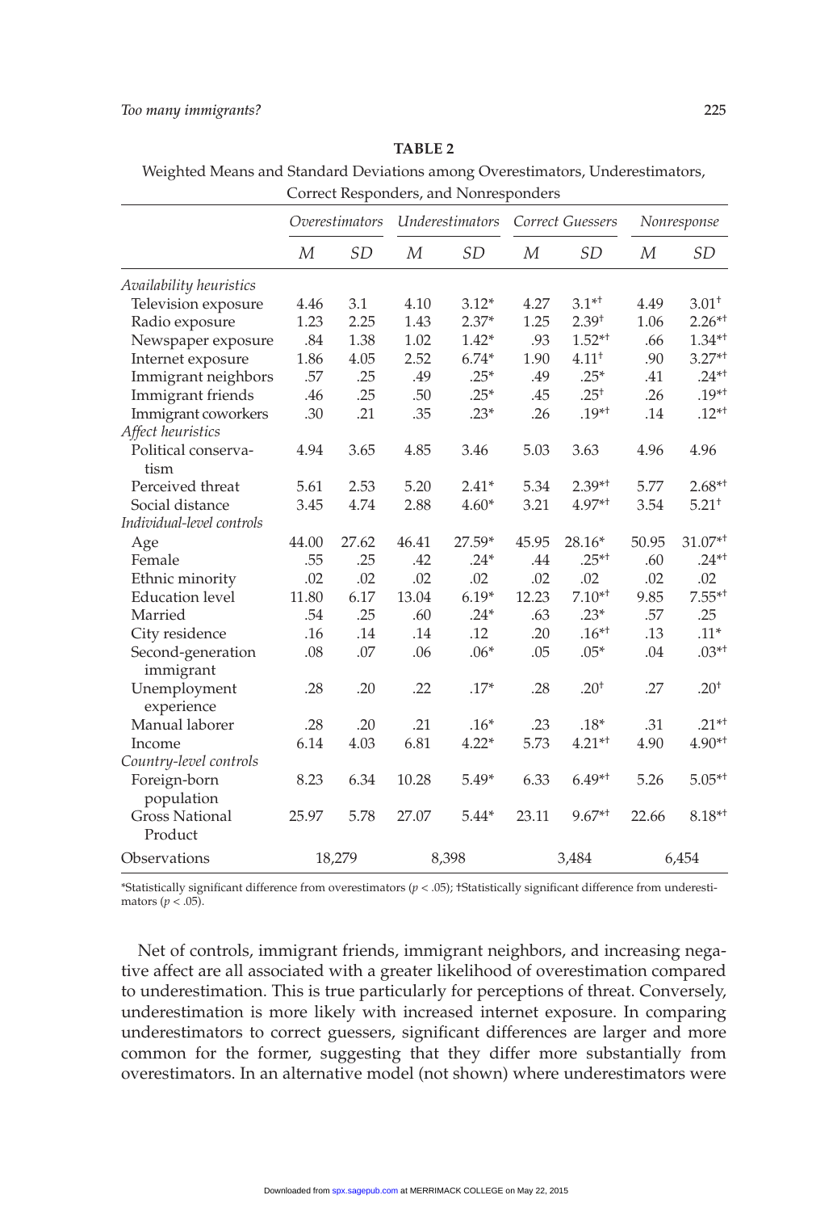**TABLE 2**

Weighted Means and Standard Deviations among Overestimators, Underestimators, Correct Responders, and Nonresponders

| | *Overestimators* | | *Underestimators* | | *Correct Guessers* | | *Nonresponse* | |
|---|---|---|---|---|---|---|---|---|
| | *M* | *SD* | *M* | *SD* | *M* | *SD* | *M* | *SD* |
| *Availability heuristics* | | | | | | | | |
| Television exposure | 4.46 | 3.1 | 4.10 | 3.12* | 4.27 | 3.1*† | 4.49 | 3.01† |
| Radio exposure | 1.23 | 2.25 | 1.43 | 2.37* | 1.25 | 2.39† | 1.06 | 2.26*† |
| Newspaper exposure | .84 | 1.38 | 1.02 | 1.42* | .93 | 1.52*† | .66 | 1.34*† |
| Internet exposure | 1.86 | 4.05 | 2.52 | 6.74* | 1.90 | 4.11† | .90 | 3.27*† |
| Immigrant neighbors | .57 | .25 | .49 | .25* | .49 | .25* | .41 | .24*† |
| Immigrant friends | .46 | .25 | .50 | .25* | .45 | .25† | .26 | .19*† |
| Immigrant coworkers | .30 | .21 | .35 | .23* | .26 | .19*† | .14 | .12*† |
| *Affect heuristics* | | | | | | | | |
| Political conservatism | 4.94 | 3.65 | 4.85 | 3.46 | 5.03 | 3.63 | 4.96 | 4.96 |
| Perceived threat | 5.61 | 2.53 | 5.20 | 2.41* | 5.34 | 2.39*† | 5.77 | 2.68*† |
| Social distance | 3.45 | 4.74 | 2.88 | 4.60* | 3.21 | 4.97*† | 3.54 | 5.21† |
| *Individual-level controls* | | | | | | | | |
| Age | 44.00 | 27.62 | 46.41 | 27.59* | 45.95 | 28.16* | 50.95 | 31.07*† |
| Female | .55 | .25 | .42 | .24* | .44 | .25*† | .60 | .24*† |
| Ethnic minority | .02 | .02 | .02 | .02 | .02 | .02 | .02 | .02 |
| Education level | 11.80 | 6.17 | 13.04 | 6.19* | 12.23 | 7.10*† | 9.85 | 7.55*† |
| Married | .54 | .25 | .60 | .24* | .63 | .23* | .57 | .25 |
| City residence | .16 | .14 | .14 | .12 | .20 | .16*† | .13 | .11* |
| Second-generation immigrant | .08 | .07 | .06 | .06* | .05 | .05* | .04 | .03*† |
| Unemployment experience | .28 | .20 | .22 | .17* | .28 | .20† | .27 | .20† |
| Manual laborer | .28 | .20 | .21 | .16* | .23 | .18* | .31 | .21*† |
| Income | 6.14 | 4.03 | 6.81 | 4.22* | 5.73 | 4.21*† | 4.90 | 4.90*† |
| *Country-level controls* | | | | | | | | |
| Foreign-born population | 8.23 | 6.34 | 10.28 | 5.49* | 6.33 | 6.49*† | 5.26 | 5.05*† |
| Gross National Product | 25.97 | 5.78 | 27.07 | 5.44* | 23.11 | 9.67*† | 22.66 | 8.18*† |
| Observations | 18,279 | | 8,398 | | 3,484 | | 6,454 | |

*Statistically significant difference from overestimators ($p < .05$); †Statistically significant difference from underestimators ($p < .05$).

Net of controls, immigrant friends, immigrant neighbors, and increasing negative affect are all associated with a greater likelihood of overestimation compared to underestimation. This is true particularly for perceptions of threat. Conversely, underestimation is more likely with increased internet exposure. In comparing underestimators to correct guessers, significant differences are larger and more common for the former, suggesting that they differ more substantially from overestimators. In an alternative model (not shown) where underestimators were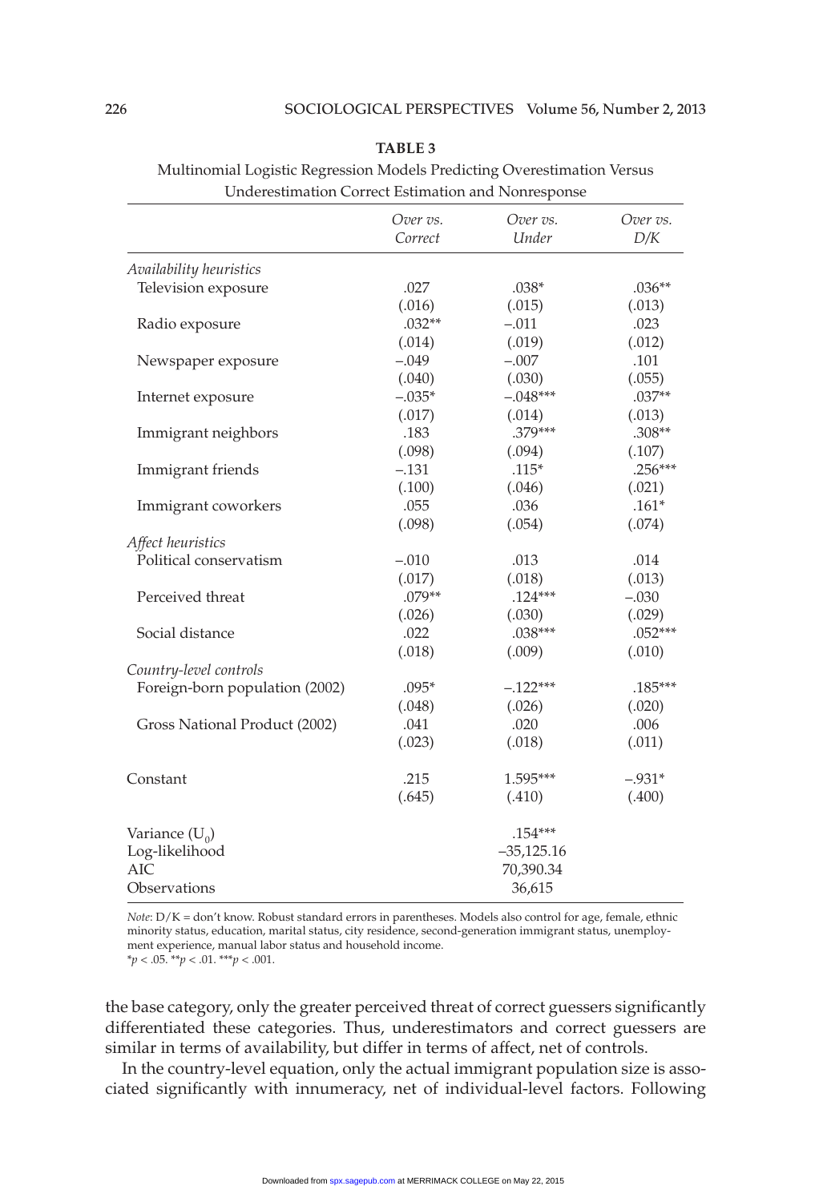**TABLE 3**

Multinomial Logistic Regression Models Predicting Overestimation Versus Underestimation Correct Estimation and Nonresponse

| | *Over vs. Correct* | *Over vs. Under* | *Over vs. D/K* |
|---|---|---|---|
| *Availability heuristics* | | | |
| Television exposure | .027 | .038* | .036** |
| | (.016) | (.015) | (.013) |
| Radio exposure | .032** | −.011 | .023 |
| | (.014) | (.019) | (.012) |
| Newspaper exposure | −.049 | −.007 | .101 |
| | (.040) | (.030) | (.055) |
| Internet exposure | −.035* | −.048*** | .037** |
| | (.017) | (.014) | (.013) |
| Immigrant neighbors | .183 | .379*** | .308** |
| | (.098) | (.094) | (.107) |
| Immigrant friends | −.131 | .115* | .256*** |
| | (.100) | (.046) | (.021) |
| Immigrant coworkers | .055 | .036 | .161* |
| | (.098) | (.054) | (.074) |
| *Affect heuristics* | | | |
| Political conservatism | −.010 | .013 | .014 |
| | (.017) | (.018) | (.013) |
| Perceived threat | .079** | .124*** | −.030 |
| | (.026) | (.030) | (.029) |
| Social distance | .022 | .038*** | .052*** |
| | (.018) | (.009) | (.010) |
| *Country-level controls* | | | |
| Foreign-born population (2002) | .095* | −.122*** | .185*** |
| | (.048) | (.026) | (.020) |
| Gross National Product (2002) | .041 | .020 | .006 |
| | (.023) | (.018) | (.011) |
| Constant | .215 | 1.595*** | −.931* |
| | (.645) | (.410) | (.400) |
| Variance ($U_0$) | | .154*** | |
| Log-likelihood | | −35,125.16 | |
| AIC | | 70,390.34 | |
| Observations | | 36,615 | |

*Note*: D/K = don't know. Robust standard errors in parentheses. Models also control for age, female, ethnic minority status, education, marital status, city residence, second-generation immigrant status, unemployment experience, manual labor status and household income.
*$p < .05$. **$p < .01$. ***$p < .001$.

the base category, only the greater perceived threat of correct guessers significantly differentiated these categories. Thus, underestimators and correct guessers are similar in terms of availability, but differ in terms of affect, net of controls.

In the country-level equation, only the actual immigrant population size is associated significantly with innumeracy, net of individual-level factors. Following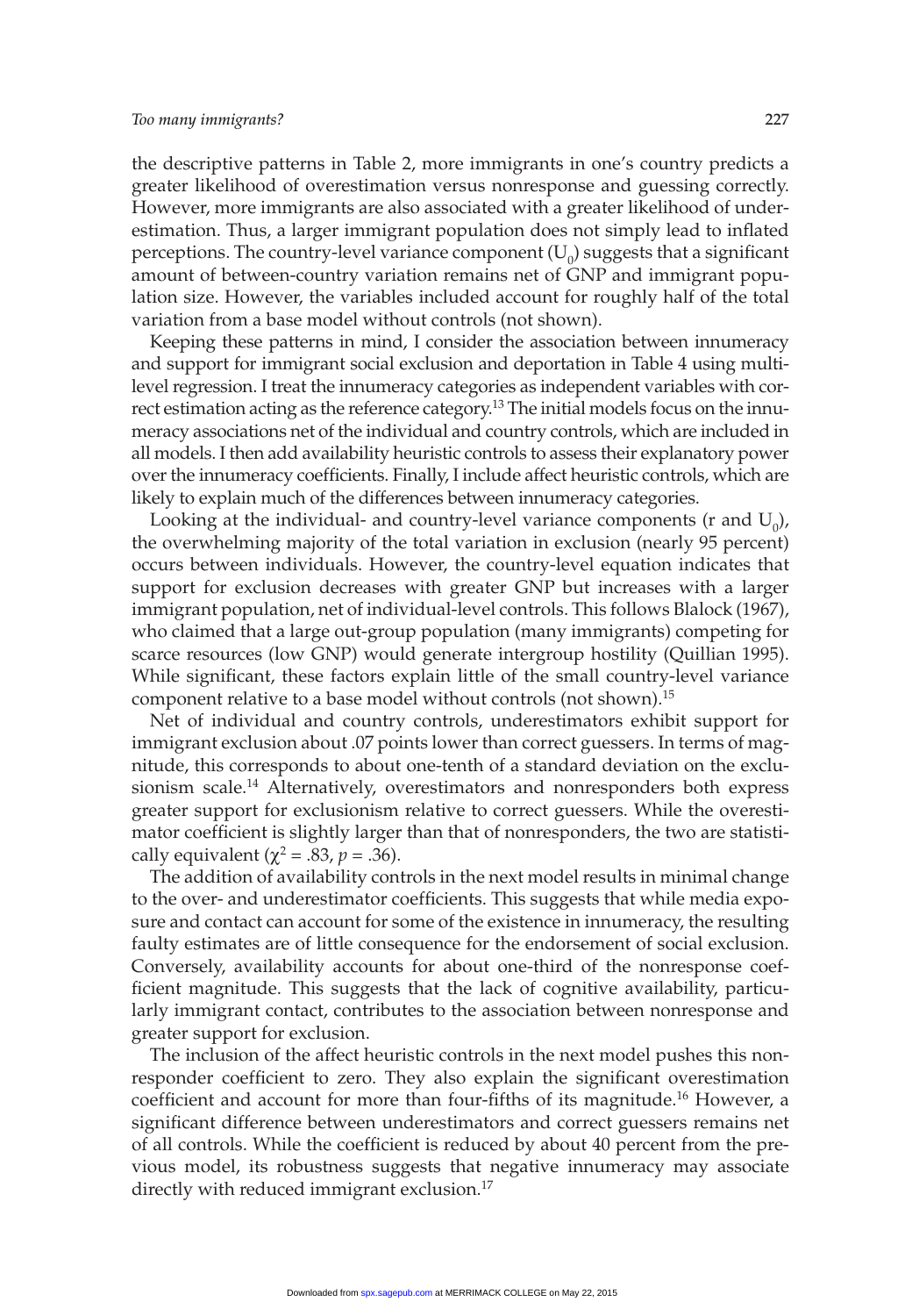the descriptive patterns in Table 2, more immigrants in one's country predicts a greater likelihood of overestimation versus nonresponse and guessing correctly. However, more immigrants are also associated with a greater likelihood of underestimation. Thus, a larger immigrant population does not simply lead to inflated perceptions. The country-level variance component ($U_0$) suggests that a significant amount of between-country variation remains net of GNP and immigrant population size. However, the variables included account for roughly half of the total variation from a base model without controls (not shown).

Keeping these patterns in mind, I consider the association between innumeracy and support for immigrant social exclusion and deportation in Table 4 using multilevel regression. I treat the innumeracy categories as independent variables with correct estimation acting as the reference category.[13] The initial models focus on the innumeracy associations net of the individual and country controls, which are included in all models. I then add availability heuristic controls to assess their explanatory power over the innumeracy coefficients. Finally, I include affect heuristic controls, which are likely to explain much of the differences between innumeracy categories.

Looking at the individual- and country-level variance components (r and $U_0$), the overwhelming majority of the total variation in exclusion (nearly 95 percent) occurs between individuals. However, the country-level equation indicates that support for exclusion decreases with greater GNP but increases with a larger immigrant population, net of individual-level controls. This follows Blalock (1967), who claimed that a large out-group population (many immigrants) competing for scarce resources (low GNP) would generate intergroup hostility (Quillian 1995). While significant, these factors explain little of the small country-level variance component relative to a base model without controls (not shown).[15]

Net of individual and country controls, underestimators exhibit support for immigrant exclusion about .07 points lower than correct guessers. In terms of magnitude, this corresponds to about one-tenth of a standard deviation on the exclusionism scale.[14] Alternatively, overestimators and nonresponders both express greater support for exclusionism relative to correct guessers. While the overestimator coefficient is slightly larger than that of nonresponders, the two are statistically equivalent ($\chi^2 = .83$, $p = .36$).

The addition of availability controls in the next model results in minimal change to the over- and underestimator coefficients. This suggests that while media exposure and contact can account for some of the existence in innumeracy, the resulting faulty estimates are of little consequence for the endorsement of social exclusion. Conversely, availability accounts for about one-third of the nonresponse coefficient magnitude. This suggests that the lack of cognitive availability, particularly immigrant contact, contributes to the association between nonresponse and greater support for exclusion.

The inclusion of the affect heuristic controls in the next model pushes this nonresponder coefficient to zero. They also explain the significant overestimation coefficient and account for more than four-fifths of its magnitude.[16] However, a significant difference between underestimators and correct guessers remains net of all controls. While the coefficient is reduced by about 40 percent from the previous model, its robustness suggests that negative innumeracy may associate directly with reduced immigrant exclusion.[17]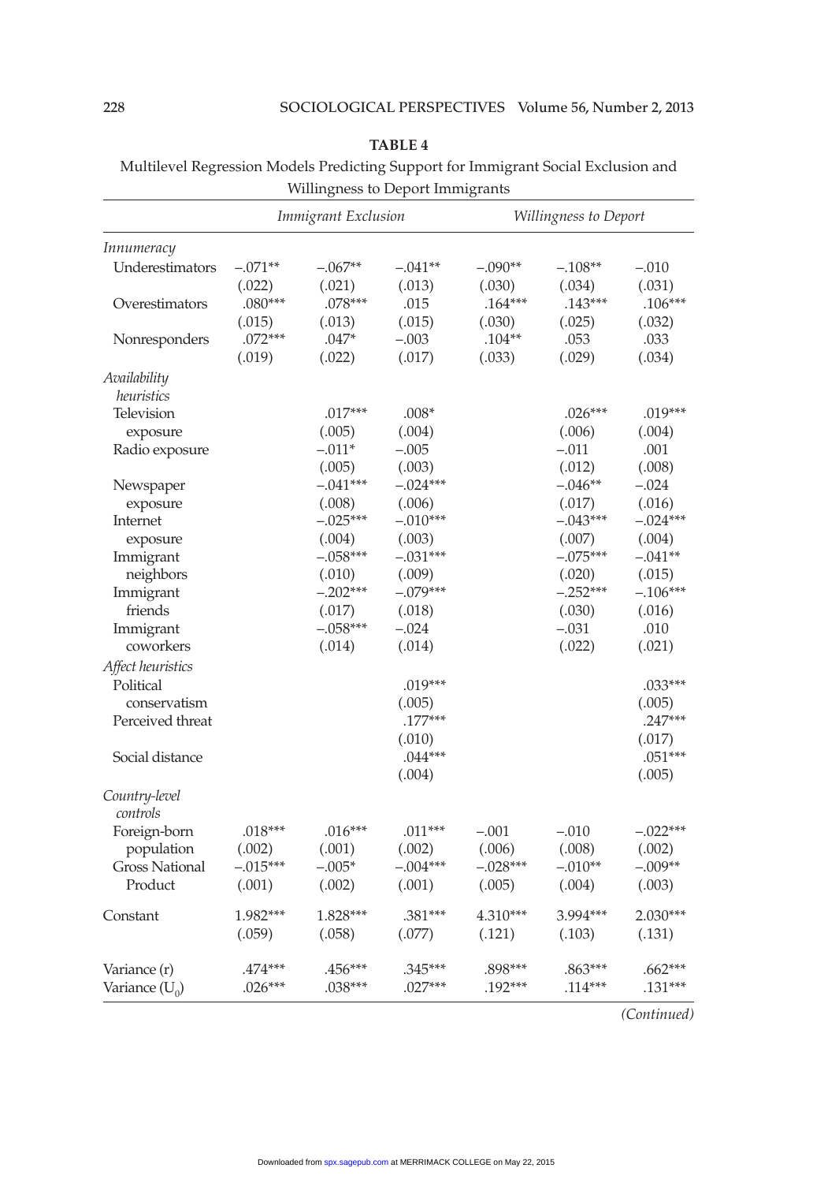**TABLE 4**

Multilevel Regression Models Predicting Support for Immigrant Social Exclusion and Willingness to Deport Immigrants

| | *Immigrant Exclusion* | | | *Willingness to Deport* | | |
|---|---|---|---|---|---|---|
| *Innumeracy* | | | | | | |
| Underestimators | −.071** | −.067** | −.041** | −.090** | −.108** | −.010 |
| | (.022) | (.021) | (.013) | (.030) | (.034) | (.031) |
| Overestimators | .080*** | .078*** | .015 | .164*** | .143*** | .106*** |
| | (.015) | (.013) | (.015) | (.030) | (.025) | (.032) |
| Nonresponders | .072*** | .047* | −.003 | .104** | .053 | .033 |
| | (.019) | (.022) | (.017) | (.033) | (.029) | (.034) |
| *Availability heuristics* | | | | | | |
| Television exposure | | .017*** | .008* | | .026*** | .019*** |
| | | (.005) | (.004) | | (.006) | (.004) |
| Radio exposure | | −.011* | −.005 | | −.011 | .001 |
| | | (.005) | (.003) | | (.012) | (.008) |
| Newspaper exposure | | −.041*** | −.024*** | | −.046** | −.024 |
| | | (.008) | (.006) | | (.017) | (.016) |
| Internet exposure | | −.025*** | −.010*** | | −.043*** | −.024*** |
| | | (.004) | (.003) | | (.007) | (.004) |
| Immigrant neighbors | | −.058*** | −.031*** | | −.075*** | −.041** |
| | | (.010) | (.009) | | (.020) | (.015) |
| Immigrant friends | | −.202*** | −.079*** | | −.252*** | −.106*** |
| | | (.017) | (.018) | | (.030) | (.016) |
| Immigrant coworkers | | −.058*** | −.024 | | −.031 | .010 |
| | | (.014) | (.014) | | (.022) | (.021) |
| *Affect heuristics* | | | | | | |
| Political conservatism | | | .019*** | | | .033*** |
| | | | (.005) | | | (.005) |
| Perceived threat | | | .177*** | | | .247*** |
| | | | (.010) | | | (.017) |
| Social distance | | | .044*** | | | .051*** |
| | | | (.004) | | | (.005) |
| *Country-level controls* | | | | | | |
| Foreign-born population | .018*** | .016*** | .011*** | −.001 | −.010 | −.022*** |
| | (.002) | (.001) | (.002) | (.006) | (.008) | (.002) |
| Gross National Product | −.015*** | −.005* | −.004*** | −.028*** | −.010** | −.009** |
| | (.001) | (.002) | (.001) | (.005) | (.004) | (.003) |
| Constant | 1.982*** | 1.828*** | .381*** | 4.310*** | 3.994*** | 2.030*** |
| | (.059) | (.058) | (.077) | (.121) | (.103) | (.131) |
| Variance (r) | .474*** | .456*** | .345*** | .898*** | .863*** | .662*** |
| Variance ($U_0$) | .026*** | .038*** | .027*** | .192*** | .114*** | .131*** |

*(Continued)*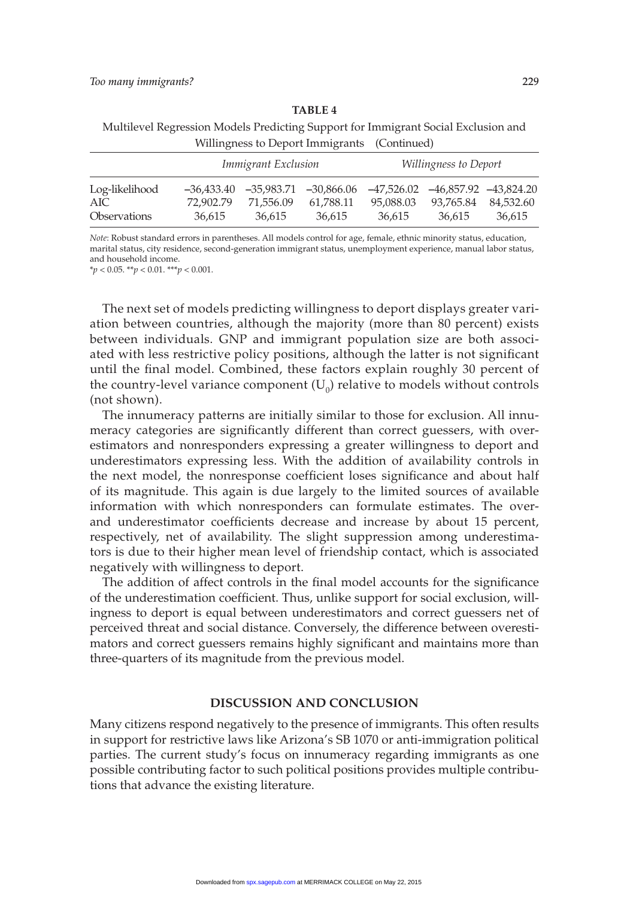**TABLE 4**

Multilevel Regression Models Predicting Support for Immigrant Social Exclusion and Willingness to Deport Immigrants (Continued)

| | *Immigrant Exclusion* | | | *Willingness to Deport* | | |
|---|---|---|---|---|---|---|
| Log-likelihood | –36,433.40 | –35,983.71 | –30,866.06 | –47,526.02 | –46,857.92 | –43,824.20 |
| AIC | 72,902.79 | 71,556.09 | 61,788.11 | 95,088.03 | 93,765.84 | 84,532.60 |
| Observations | 36,615 | 36,615 | 36,615 | 36,615 | 36,615 | 36,615 |

*Note*: Robust standard errors in parentheses. All models control for age, female, ethnic minority status, education, marital status, city residence, second-generation immigrant status, unemployment experience, manual labor status, and household income.
*$p < 0.05$. **$p < 0.01$. ***$p < 0.001$.

The next set of models predicting willingness to deport displays greater variation between countries, although the majority (more than 80 percent) exists between individuals. GNP and immigrant population size are both associated with less restrictive policy positions, although the latter is not significant until the final model. Combined, these factors explain roughly 30 percent of the country-level variance component ($U_0$) relative to models without controls (not shown).

The innumeracy patterns are initially similar to those for exclusion. All innumeracy categories are significantly different than correct guessers, with overestimators and nonresponders expressing a greater willingness to deport and underestimators expressing less. With the addition of availability controls in the next model, the nonresponse coefficient loses significance and about half of its magnitude. This again is due largely to the limited sources of available information with which nonresponders can formulate estimates. The over- and underestimator coefficients decrease and increase by about 15 percent, respectively, net of availability. The slight suppression among underestimators is due to their higher mean level of friendship contact, which is associated negatively with willingness to deport.

The addition of affect controls in the final model accounts for the significance of the underestimation coefficient. Thus, unlike support for social exclusion, willingness to deport is equal between underestimators and correct guessers net of perceived threat and social distance. Conversely, the difference between overestimators and correct guessers remains highly significant and maintains more than three-quarters of its magnitude from the previous model.

## DISCUSSION AND CONCLUSION

Many citizens respond negatively to the presence of immigrants. This often results in support for restrictive laws like Arizona's SB 1070 or anti-immigration political parties. The current study's focus on innumeracy regarding immigrants as one possible contributing factor to such political positions provides multiple contributions that advance the existing literature.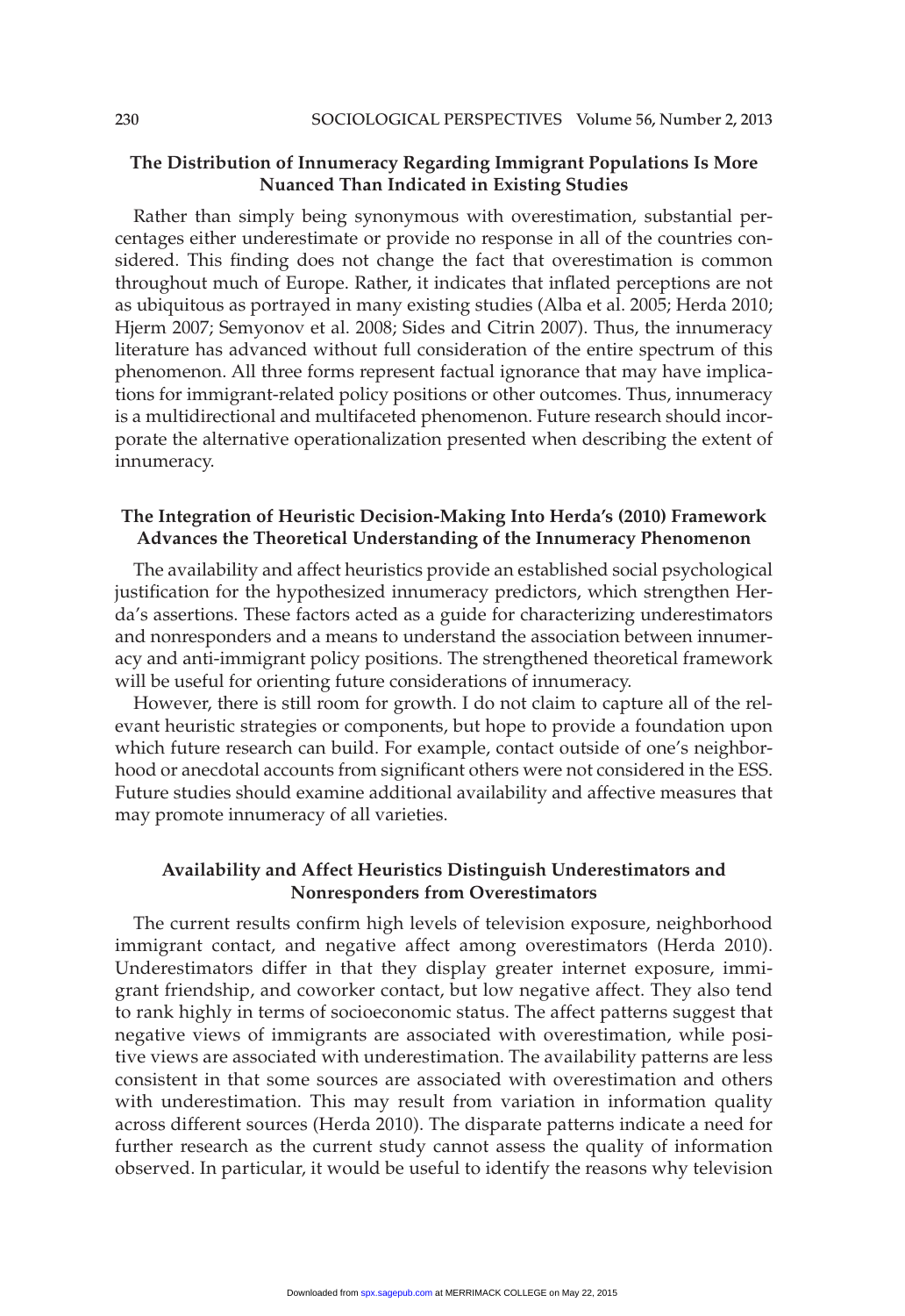### The Distribution of Innumeracy Regarding Immigrant Populations Is More Nuanced Than Indicated in Existing Studies

Rather than simply being synonymous with overestimation, substantial percentages either underestimate or provide no response in all of the countries considered. This finding does not change the fact that overestimation is common throughout much of Europe. Rather, it indicates that inflated perceptions are not as ubiquitous as portrayed in many existing studies (Alba et al. 2005; Herda 2010; Hjerm 2007; Semyonov et al. 2008; Sides and Citrin 2007). Thus, the innumeracy literature has advanced without full consideration of the entire spectrum of this phenomenon. All three forms represent factual ignorance that may have implications for immigrant-related policy positions or other outcomes. Thus, innumeracy is a multidirectional and multifaceted phenomenon. Future research should incorporate the alternative operationalization presented when describing the extent of innumeracy.

### The Integration of Heuristic Decision-Making Into Herda's (2010) Framework Advances the Theoretical Understanding of the Innumeracy Phenomenon

The availability and affect heuristics provide an established social psychological justification for the hypothesized innumeracy predictors, which strengthen Herda's assertions. These factors acted as a guide for characterizing underestimators and nonresponders and a means to understand the association between innumeracy and anti-immigrant policy positions. The strengthened theoretical framework will be useful for orienting future considerations of innumeracy.

However, there is still room for growth. I do not claim to capture all of the relevant heuristic strategies or components, but hope to provide a foundation upon which future research can build. For example, contact outside of one's neighborhood or anecdotal accounts from significant others were not considered in the ESS. Future studies should examine additional availability and affective measures that may promote innumeracy of all varieties.

### Availability and Affect Heuristics Distinguish Underestimators and Nonresponders from Overestimators

The current results confirm high levels of television exposure, neighborhood immigrant contact, and negative affect among overestimators (Herda 2010). Underestimators differ in that they display greater internet exposure, immigrant friendship, and coworker contact, but low negative affect. They also tend to rank highly in terms of socioeconomic status. The affect patterns suggest that negative views of immigrants are associated with overestimation, while positive views are associated with underestimation. The availability patterns are less consistent in that some sources are associated with overestimation and others with underestimation. This may result from variation in information quality across different sources (Herda 2010). The disparate patterns indicate a need for further research as the current study cannot assess the quality of information observed. In particular, it would be useful to identify the reasons why television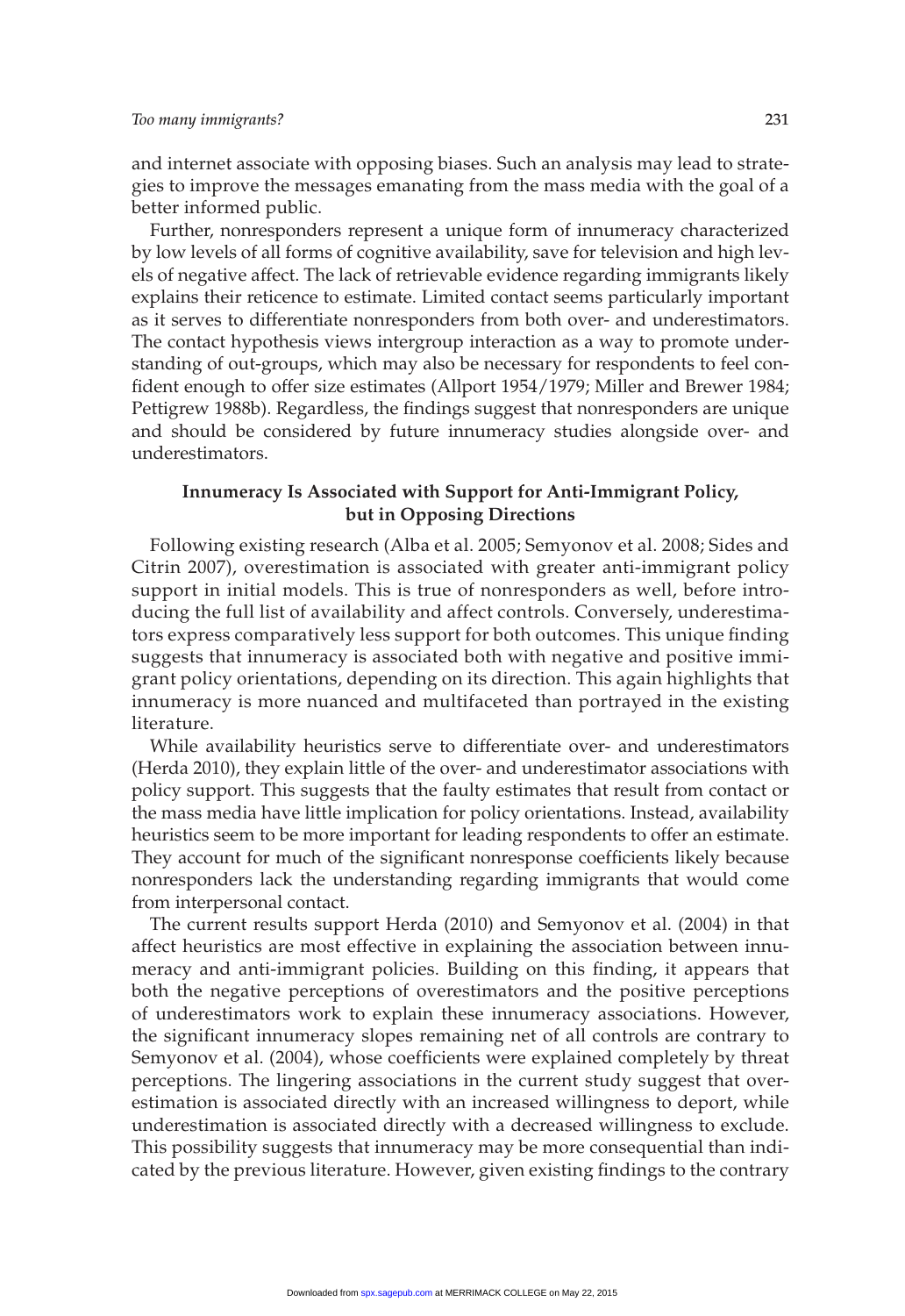and internet associate with opposing biases. Such an analysis may lead to strategies to improve the messages emanating from the mass media with the goal of a better informed public.

Further, nonresponders represent a unique form of innumeracy characterized by low levels of all forms of cognitive availability, save for television and high levels of negative affect. The lack of retrievable evidence regarding immigrants likely explains their reticence to estimate. Limited contact seems particularly important as it serves to differentiate nonresponders from both over- and underestimators. The contact hypothesis views intergroup interaction as a way to promote understanding of out-groups, which may also be necessary for respondents to feel confident enough to offer size estimates (Allport 1954/1979; Miller and Brewer 1984; Pettigrew 1988b). Regardless, the findings suggest that nonresponders are unique and should be considered by future innumeracy studies alongside over- and underestimators.

### Innumeracy Is Associated with Support for Anti-Immigrant Policy, but in Opposing Directions

Following existing research (Alba et al. 2005; Semyonov et al. 2008; Sides and Citrin 2007), overestimation is associated with greater anti-immigrant policy support in initial models. This is true of nonresponders as well, before introducing the full list of availability and affect controls. Conversely, underestimators express comparatively less support for both outcomes. This unique finding suggests that innumeracy is associated both with negative and positive immigrant policy orientations, depending on its direction. This again highlights that innumeracy is more nuanced and multifaceted than portrayed in the existing literature.

While availability heuristics serve to differentiate over- and underestimators (Herda 2010), they explain little of the over- and underestimator associations with policy support. This suggests that the faulty estimates that result from contact or the mass media have little implication for policy orientations. Instead, availability heuristics seem to be more important for leading respondents to offer an estimate. They account for much of the significant nonresponse coefficients likely because nonresponders lack the understanding regarding immigrants that would come from interpersonal contact.

The current results support Herda (2010) and Semyonov et al. (2004) in that affect heuristics are most effective in explaining the association between innumeracy and anti-immigrant policies. Building on this finding, it appears that both the negative perceptions of overestimators and the positive perceptions of underestimators work to explain these innumeracy associations. However, the significant innumeracy slopes remaining net of all controls are contrary to Semyonov et al. (2004), whose coefficients were explained completely by threat perceptions. The lingering associations in the current study suggest that overestimation is associated directly with an increased willingness to deport, while underestimation is associated directly with a decreased willingness to exclude. This possibility suggests that innumeracy may be more consequential than indicated by the previous literature. However, given existing findings to the contrary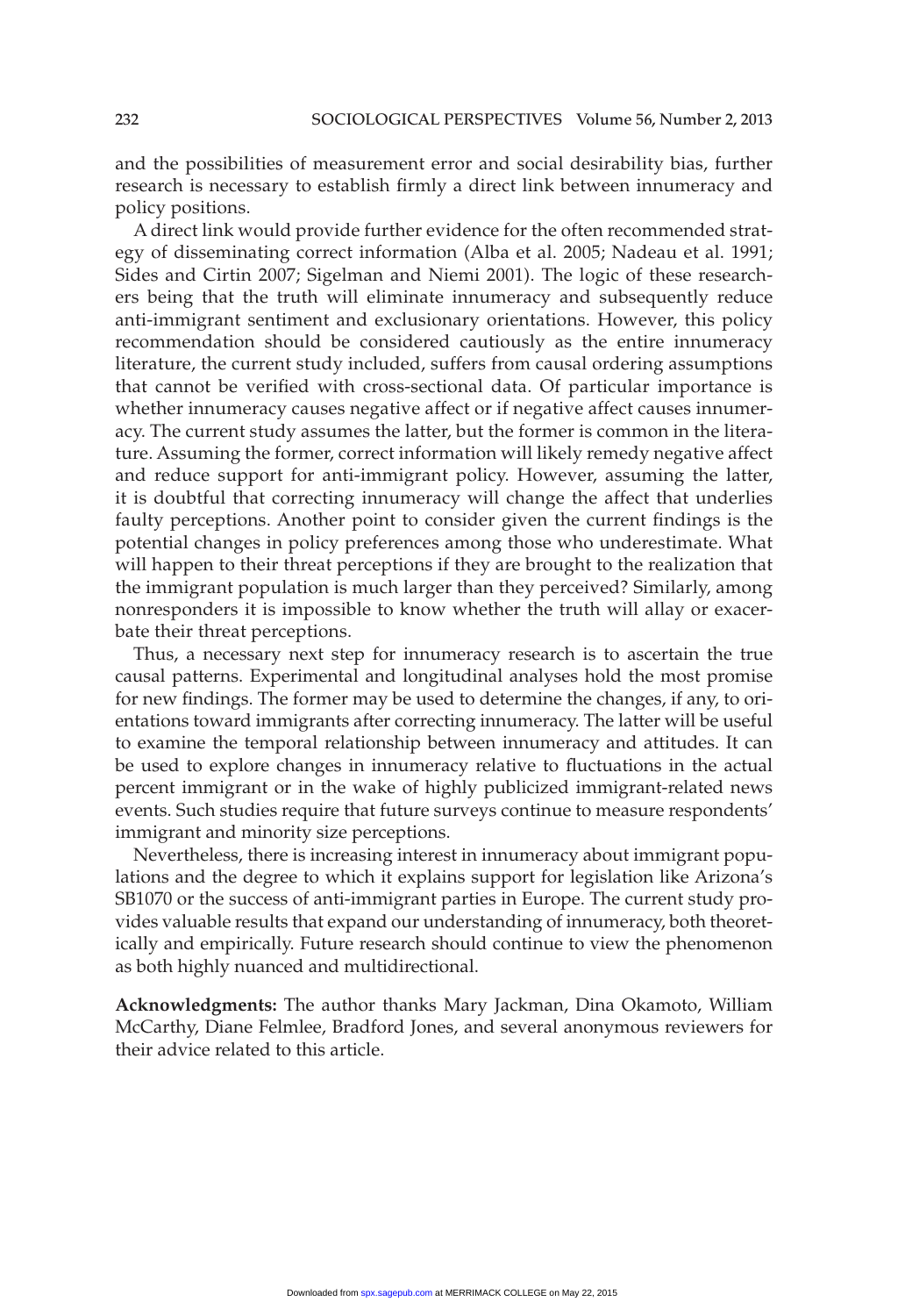and the possibilities of measurement error and social desirability bias, further research is necessary to establish firmly a direct link between innumeracy and policy positions.

A direct link would provide further evidence for the often recommended strategy of disseminating correct information (Alba et al. 2005; Nadeau et al. 1991; Sides and Cirtin 2007; Sigelman and Niemi 2001). The logic of these researchers being that the truth will eliminate innumeracy and subsequently reduce anti-immigrant sentiment and exclusionary orientations. However, this policy recommendation should be considered cautiously as the entire innumeracy literature, the current study included, suffers from causal ordering assumptions that cannot be verified with cross-sectional data. Of particular importance is whether innumeracy causes negative affect or if negative affect causes innumeracy. The current study assumes the latter, but the former is common in the literature. Assuming the former, correct information will likely remedy negative affect and reduce support for anti-immigrant policy. However, assuming the latter, it is doubtful that correcting innumeracy will change the affect that underlies faulty perceptions. Another point to consider given the current findings is the potential changes in policy preferences among those who underestimate. What will happen to their threat perceptions if they are brought to the realization that the immigrant population is much larger than they perceived? Similarly, among nonresponders it is impossible to know whether the truth will allay or exacerbate their threat perceptions.

Thus, a necessary next step for innumeracy research is to ascertain the true causal patterns. Experimental and longitudinal analyses hold the most promise for new findings. The former may be used to determine the changes, if any, to orientations toward immigrants after correcting innumeracy. The latter will be useful to examine the temporal relationship between innumeracy and attitudes. It can be used to explore changes in innumeracy relative to fluctuations in the actual percent immigrant or in the wake of highly publicized immigrant-related news events. Such studies require that future surveys continue to measure respondents' immigrant and minority size perceptions.

Nevertheless, there is increasing interest in innumeracy about immigrant populations and the degree to which it explains support for legislation like Arizona's SB1070 or the success of anti-immigrant parties in Europe. The current study provides valuable results that expand our understanding of innumeracy, both theoretically and empirically. Future research should continue to view the phenomenon as both highly nuanced and multidirectional.

**Acknowledgments:** The author thanks Mary Jackman, Dina Okamoto, William McCarthy, Diane Felmlee, Bradford Jones, and several anonymous reviewers for their advice related to this article.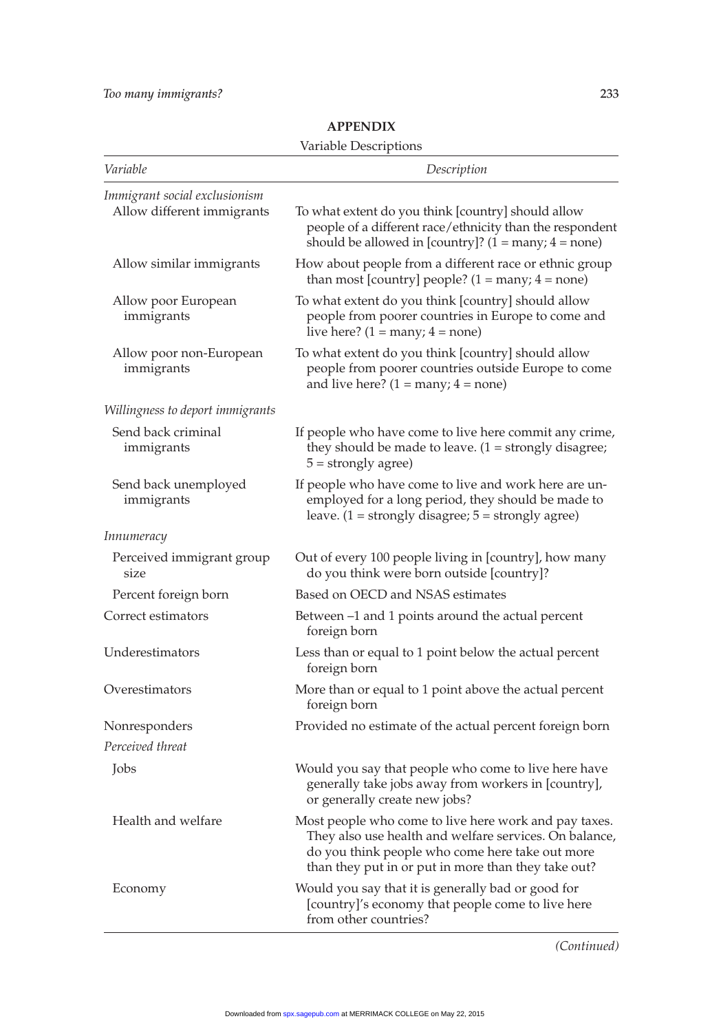## APPENDIX

Variable Descriptions

| *Variable* | *Description* |
|---|---|
| *Immigrant social exclusionism* | |
| Allow different immigrants | To what extent do you think [country] should allow people of a different race/ethnicity than the respondent should be allowed in [country]? (1 = many; 4 = none) |
| Allow similar immigrants | How about people from a different race or ethnic group than most [country] people? (1 = many; 4 = none) |
| Allow poor European immigrants | To what extent do you think [country] should allow people from poorer countries in Europe to come and live here? (1 = many; 4 = none) |
| Allow poor non-European immigrants | To what extent do you think [country] should allow people from poorer countries outside Europe to come and live here? (1 = many; 4 = none) |
| *Willingness to deport immigrants* | |
| Send back criminal immigrants | If people who have come to live here commit any crime, they should be made to leave. (1 = strongly disagree; 5 = strongly agree) |
| Send back unemployed immigrants | If people who have come to live and work here are unemployed for a long period, they should be made to leave. (1 = strongly disagree; 5 = strongly agree) |
| *Innumeracy* | |
| Perceived immigrant group size | Out of every 100 people living in [country], how many do you think were born outside [country]? |
| Percent foreign born | Based on OECD and NSAS estimates |
| Correct estimators | Between –1 and 1 points around the actual percent foreign born |
| Underestimators | Less than or equal to 1 point below the actual percent foreign born |
| Overestimators | More than or equal to 1 point above the actual percent foreign born |
| Nonresponders | Provided no estimate of the actual percent foreign born |
| *Perceived threat* | |
| Jobs | Would you say that people who come to live here have generally take jobs away from workers in [country], or generally create new jobs? |
| Health and welfare | Most people who come to live here work and pay taxes. They also use health and welfare services. On balance, do you think people who come here take out more than they put in or put in more than they take out? |
| Economy | Would you say that it is generally bad or good for [country]'s economy that people come to live here from other countries? |

*(Continued)*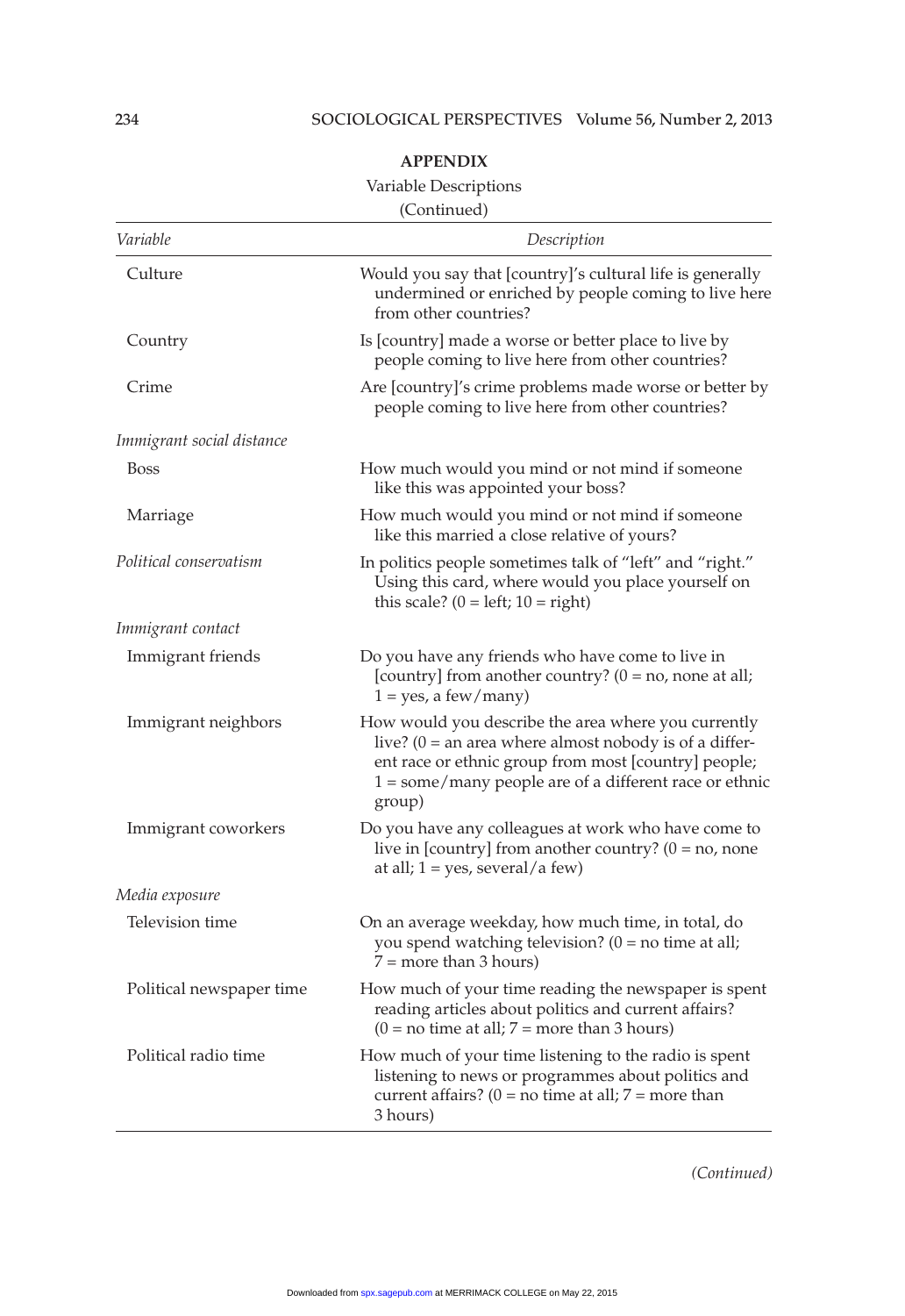**APPENDIX**

Variable Descriptions

(Continued)

| *Variable* | *Description* |
|---|---|
| Culture | Would you say that [country]'s cultural life is generally undermined or enriched by people coming to live here from other countries? |
| Country | Is [country] made a worse or better place to live by people coming to live here from other countries? |
| Crime | Are [country]'s crime problems made worse or better by people coming to live here from other countries? |
| *Immigrant social distance* | |
| Boss | How much would you mind or not mind if someone like this was appointed your boss? |
| Marriage | How much would you mind or not mind if someone like this married a close relative of yours? |
| *Political conservatism* | In politics people sometimes talk of "left" and "right." Using this card, where would you place yourself on this scale? (0 = left; 10 = right) |
| *Immigrant contact* | |
| Immigrant friends | Do you have any friends who have come to live in [country] from another country? (0 = no, none at all; 1 = yes, a few/many) |
| Immigrant neighbors | How would you describe the area where you currently live? (0 = an area where almost nobody is of a different race or ethnic group from most [country] people; 1 = some/many people are of a different race or ethnic group) |
| Immigrant coworkers | Do you have any colleagues at work who have come to live in [country] from another country? (0 = no, none at all; 1 = yes, several/a few) |
| *Media exposure* | |
| Television time | On an average weekday, how much time, in total, do you spend watching television? (0 = no time at all; 7 = more than 3 hours) |
| Political newspaper time | How much of your time reading the newspaper is spent reading articles about politics and current affairs? (0 = no time at all; 7 = more than 3 hours) |
| Political radio time | How much of your time listening to the radio is spent listening to news or programmes about politics and current affairs? (0 = no time at all; 7 = more than 3 hours) |

*(Continued)*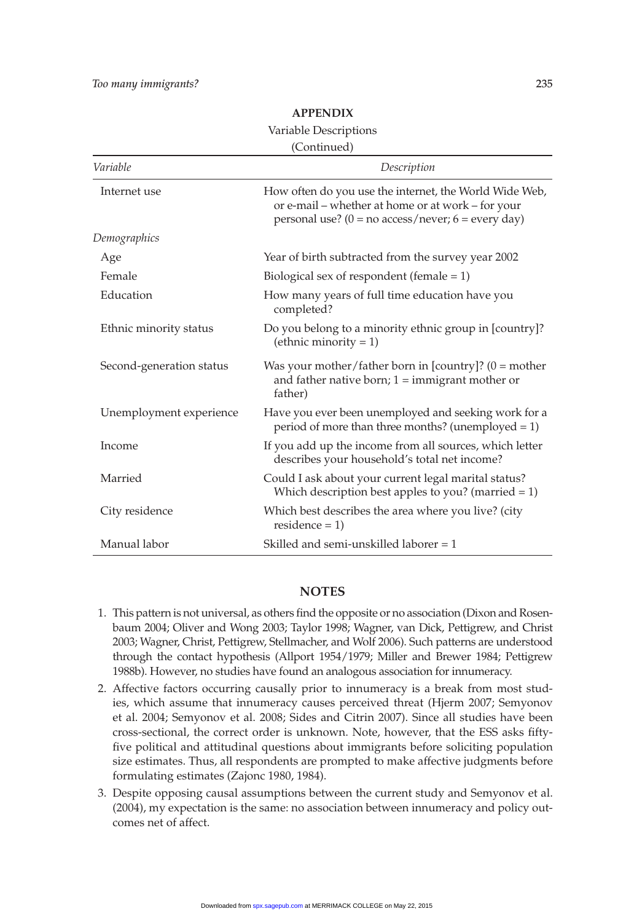## APPENDIX

Variable Descriptions

(Continued)

| *Variable* | *Description* |
|---|---|
| Internet use | How often do you use the internet, the World Wide Web, or e-mail – whether at home or at work – for your personal use? (0 = no access/never; 6 = every day) |
| *Demographics* | |
| Age | Year of birth subtracted from the survey year 2002 |
| Female | Biological sex of respondent (female = 1) |
| Education | How many years of full time education have you completed? |
| Ethnic minority status | Do you belong to a minority ethnic group in [country]? (ethnic minority = 1) |
| Second-generation status | Was your mother/father born in [country]? (0 = mother and father native born; 1 = immigrant mother or father) |
| Unemployment experience | Have you ever been unemployed and seeking work for a period of more than three months? (unemployed = 1) |
| Income | If you add up the income from all sources, which letter describes your household's total net income? |
| Married | Could I ask about your current legal marital status? Which description best apples to you? (married = 1) |
| City residence | Which best describes the area where you live? (city residence = 1) |
| Manual labor | Skilled and semi-unskilled laborer = 1 |

## NOTES

1. This pattern is not universal, as others find the opposite or no association (Dixon and Rosenbaum 2004; Oliver and Wong 2003; Taylor 1998; Wagner, van Dick, Pettigrew, and Christ 2003; Wagner, Christ, Pettigrew, Stellmacher, and Wolf 2006). Such patterns are understood through the contact hypothesis (Allport 1954/1979; Miller and Brewer 1984; Pettigrew 1988b). However, no studies have found an analogous association for innumeracy.
2. Affective factors occurring causally prior to innumeracy is a break from most studies, which assume that innumeracy causes perceived threat (Hjerm 2007; Semyonov et al. 2004; Semyonov et al. 2008; Sides and Citrin 2007). Since all studies have been cross-sectional, the correct order is unknown. Note, however, that the ESS asks fifty-five political and attitudinal questions about immigrants before soliciting population size estimates. Thus, all respondents are prompted to make affective judgments before formulating estimates (Zajonc 1980, 1984).
3. Despite opposing causal assumptions between the current study and Semyonov et al. (2004), my expectation is the same: no association between innumeracy and policy outcomes net of affect.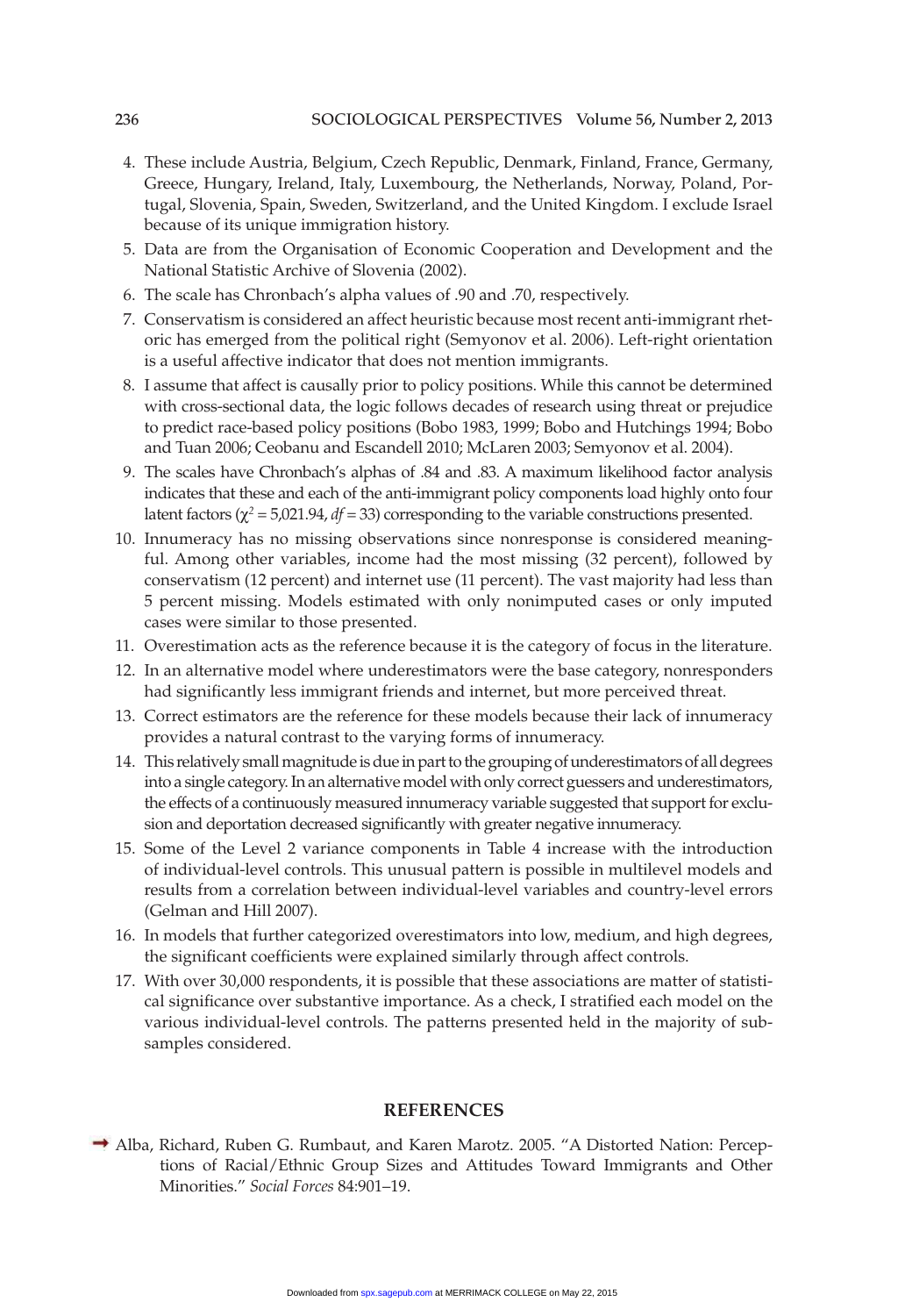4. These include Austria, Belgium, Czech Republic, Denmark, Finland, France, Germany, Greece, Hungary, Ireland, Italy, Luxembourg, the Netherlands, Norway, Poland, Portugal, Slovenia, Spain, Sweden, Switzerland, and the United Kingdom. I exclude Israel because of its unique immigration history.
5. Data are from the Organisation of Economic Cooperation and Development and the National Statistic Archive of Slovenia (2002).
6. The scale has Chronbach's alpha values of .90 and .70, respectively.
7. Conservatism is considered an affect heuristic because most recent anti-immigrant rhetoric has emerged from the political right (Semyonov et al. 2006). Left-right orientation is a useful affective indicator that does not mention immigrants.
8. I assume that affect is causally prior to policy positions. While this cannot be determined with cross-sectional data, the logic follows decades of research using threat or prejudice to predict race-based policy positions (Bobo 1983, 1999; Bobo and Hutchings 1994; Bobo and Tuan 2006; Ceobanu and Escandell 2010; McLaren 2003; Semyonov et al. 2004).
9. The scales have Chronbach's alphas of .84 and .83. A maximum likelihood factor analysis indicates that these and each of the anti-immigrant policy components load highly onto four latent factors ($\chi^2 = 5{,}021.94$, $df = 33$) corresponding to the variable constructions presented.
10. Innumeracy has no missing observations since nonresponse is considered meaningful. Among other variables, income had the most missing (32 percent), followed by conservatism (12 percent) and internet use (11 percent). The vast majority had less than 5 percent missing. Models estimated with only nonimputed cases or only imputed cases were similar to those presented.
11. Overestimation acts as the reference because it is the category of focus in the literature.
12. In an alternative model where underestimators were the base category, nonresponders had significantly less immigrant friends and internet, but more perceived threat.
13. Correct estimators are the reference for these models because their lack of innumeracy provides a natural contrast to the varying forms of innumeracy.
14. This relatively small magnitude is due in part to the grouping of underestimators of all degrees into a single category. In an alternative model with only correct guessers and underestimators, the effects of a continuously measured innumeracy variable suggested that support for exclusion and deportation decreased significantly with greater negative innumeracy.
15. Some of the Level 2 variance components in Table 4 increase with the introduction of individual-level controls. This unusual pattern is possible in multilevel models and results from a correlation between individual-level variables and country-level errors (Gelman and Hill 2007).
16. In models that further categorized overestimators into low, medium, and high degrees, the significant coefficients were explained similarly through affect controls.
17. With over 30,000 respondents, it is possible that these associations are matter of statistical significance over substantive importance. As a check, I stratified each model on the various individual-level controls. The patterns presented held in the majority of subsamples considered.

## REFERENCES

Alba, Richard, Ruben G. Rumbaut, and Karen Marotz. 2005. "A Distorted Nation: Perceptions of Racial/Ethnic Group Sizes and Attitudes Toward Immigrants and Other Minorities." *Social Forces* 84:901–19.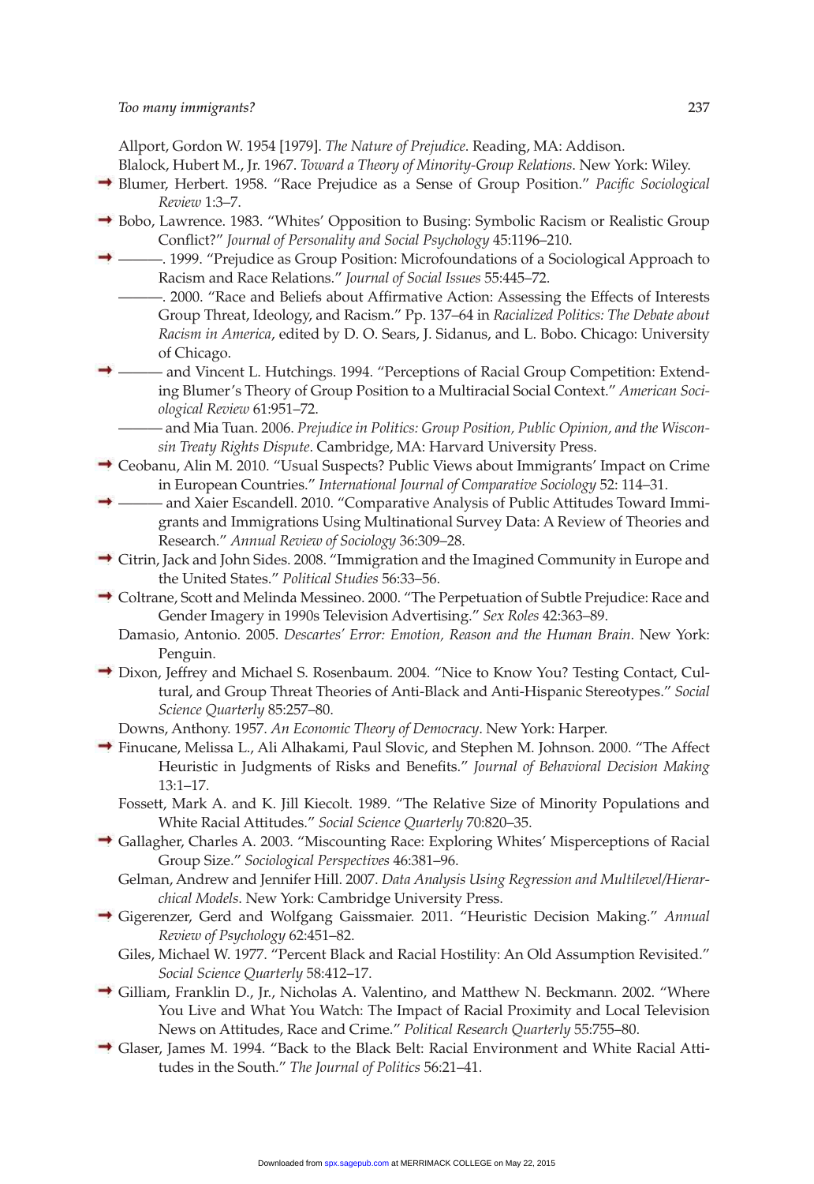Allport, Gordon W. 1954 [1979]. *The Nature of Prejudice*. Reading, MA: Addison.

Blalock, Hubert M., Jr. 1967. *Toward a Theory of Minority-Group Relations*. New York: Wiley.

Blumer, Herbert. 1958. "Race Prejudice as a Sense of Group Position." *Pacific Sociological Review* 1:3–7.

Bobo, Lawrence. 1983. "Whites' Opposition to Busing: Symbolic Racism or Realistic Group Conflict?" *Journal of Personality and Social Psychology* 45:1196–210.

———. 1999. "Prejudice as Group Position: Microfoundations of a Sociological Approach to Racism and Race Relations." *Journal of Social Issues* 55:445–72.

———. 2000. "Race and Beliefs about Affirmative Action: Assessing the Effects of Interests Group Threat, Ideology, and Racism." Pp. 137–64 in *Racialized Politics: The Debate about Racism in America*, edited by D. O. Sears, J. Sidanus, and L. Bobo. Chicago: University of Chicago.

——— and Vincent L. Hutchings. 1994. "Perceptions of Racial Group Competition: Extending Blumer's Theory of Group Position to a Multiracial Social Context." *American Sociological Review* 61:951–72.

——— and Mia Tuan. 2006. *Prejudice in Politics: Group Position, Public Opinion, and the Wisconsin Treaty Rights Dispute*. Cambridge, MA: Harvard University Press.

Ceobanu, Alin M. 2010. "Usual Suspects? Public Views about Immigrants' Impact on Crime in European Countries." *International Journal of Comparative Sociology* 52: 114–31.

——— and Xaier Escandell. 2010. "Comparative Analysis of Public Attitudes Toward Immigrants and Immigrations Using Multinational Survey Data: A Review of Theories and Research." *Annual Review of Sociology* 36:309–28.

Citrin, Jack and John Sides. 2008. "Immigration and the Imagined Community in Europe and the United States." *Political Studies* 56:33–56.

Coltrane, Scott and Melinda Messineo. 2000. "The Perpetuation of Subtle Prejudice: Race and Gender Imagery in 1990s Television Advertising." *Sex Roles* 42:363–89.

Damasio, Antonio. 2005. *Descartes' Error: Emotion, Reason and the Human Brain*. New York: Penguin.

Dixon, Jeffrey and Michael S. Rosenbaum. 2004. "Nice to Know You? Testing Contact, Cultural, and Group Threat Theories of Anti-Black and Anti-Hispanic Stereotypes." *Social Science Quarterly* 85:257–80.

Downs, Anthony. 1957. *An Economic Theory of Democracy*. New York: Harper.

Finucane, Melissa L., Ali Alhakami, Paul Slovic, and Stephen M. Johnson. 2000. "The Affect Heuristic in Judgments of Risks and Benefits." *Journal of Behavioral Decision Making* 13:1–17.

Fossett, Mark A. and K. Jill Kiecolt. 1989. "The Relative Size of Minority Populations and White Racial Attitudes." *Social Science Quarterly* 70:820–35.

Gallagher, Charles A. 2003. "Miscounting Race: Exploring Whites' Misperceptions of Racial Group Size." *Sociological Perspectives* 46:381–96.

Gelman, Andrew and Jennifer Hill. 2007. *Data Analysis Using Regression and Multilevel/Hierarchical Models*. New York: Cambridge University Press.

Gigerenzer, Gerd and Wolfgang Gaissmaier. 2011. "Heuristic Decision Making." *Annual Review of Psychology* 62:451–82.

Giles, Michael W. 1977. "Percent Black and Racial Hostility: An Old Assumption Revisited." *Social Science Quarterly* 58:412–17.

Gilliam, Franklin D., Jr., Nicholas A. Valentino, and Matthew N. Beckmann. 2002. "Where You Live and What You Watch: The Impact of Racial Proximity and Local Television News on Attitudes, Race and Crime." *Political Research Quarterly* 55:755–80.

Glaser, James M. 1994. "Back to the Black Belt: Racial Environment and White Racial Attitudes in the South." *The Journal of Politics* 56:21–41.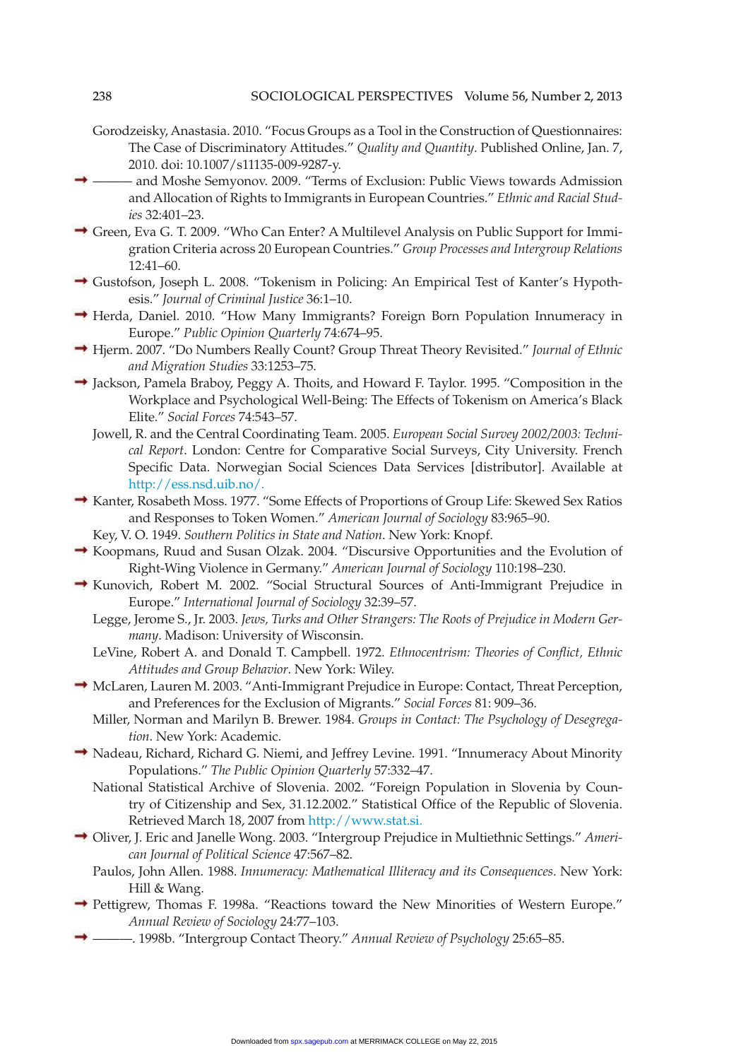Gorodzeisky, Anastasia. 2010. "Focus Groups as a Tool in the Construction of Questionnaires: The Case of Discriminatory Attitudes." *Quality and Quantity*. Published Online, Jan. 7, 2010. doi: 10.1007/s11135-009-9287-y.

——— and Moshe Semyonov. 2009. "Terms of Exclusion: Public Views towards Admission and Allocation of Rights to Immigrants in European Countries." *Ethnic and Racial Studies* 32:401–23.

Green, Eva G. T. 2009. "Who Can Enter? A Multilevel Analysis on Public Support for Immigration Criteria across 20 European Countries." *Group Processes and Intergroup Relations* 12:41–60.

Gustofson, Joseph L. 2008. "Tokenism in Policing: An Empirical Test of Kanter's Hypothesis." *Journal of Criminal Justice* 36:1–10.

Herda, Daniel. 2010. "How Many Immigrants? Foreign Born Population Innumeracy in Europe." *Public Opinion Quarterly* 74:674–95.

Hjerm. 2007. "Do Numbers Really Count? Group Threat Theory Revisited." *Journal of Ethnic and Migration Studies* 33:1253–75.

Jackson, Pamela Braboy, Peggy A. Thoits, and Howard F. Taylor. 1995. "Composition in the Workplace and Psychological Well-Being: The Effects of Tokenism on America's Black Elite." *Social Forces* 74:543–57.

Jowell, R. and the Central Coordinating Team. 2005. *European Social Survey 2002/2003: Technical Report*. London: Centre for Comparative Social Surveys, City University. French Specific Data. Norwegian Social Sciences Data Services [distributor]. Available at http://ess.nsd.uib.no/.

Kanter, Rosabeth Moss. 1977. "Some Effects of Proportions of Group Life: Skewed Sex Ratios and Responses to Token Women." *American Journal of Sociology* 83:965–90.

Key, V. O. 1949. *Southern Politics in State and Nation*. New York: Knopf.

Koopmans, Ruud and Susan Olzak. 2004. "Discursive Opportunities and the Evolution of Right-Wing Violence in Germany." *American Journal of Sociology* 110:198–230.

Kunovich, Robert M. 2002. "Social Structural Sources of Anti-Immigrant Prejudice in Europe." *International Journal of Sociology* 32:39–57.

Legge, Jerome S., Jr. 2003. *Jews, Turks and Other Strangers: The Roots of Prejudice in Modern Germany*. Madison: University of Wisconsin.

LeVine, Robert A. and Donald T. Campbell. 1972. *Ethnocentrism: Theories of Conflict, Ethnic Attitudes and Group Behavior*. New York: Wiley.

McLaren, Lauren M. 2003. "Anti-Immigrant Prejudice in Europe: Contact, Threat Perception, and Preferences for the Exclusion of Migrants." *Social Forces* 81: 909–36.

Miller, Norman and Marilyn B. Brewer. 1984. *Groups in Contact: The Psychology of Desegregation*. New York: Academic.

Nadeau, Richard, Richard G. Niemi, and Jeffrey Levine. 1991. "Innumeracy About Minority Populations." *The Public Opinion Quarterly* 57:332–47.

National Statistical Archive of Slovenia. 2002. "Foreign Population in Slovenia by Country of Citizenship and Sex, 31.12.2002." Statistical Office of the Republic of Slovenia. Retrieved March 18, 2007 from http://www.stat.si.

Oliver, J. Eric and Janelle Wong. 2003. "Intergroup Prejudice in Multiethnic Settings." *American Journal of Political Science* 47:567–82.

Paulos, John Allen. 1988. *Innumeracy: Mathematical Illiteracy and its Consequences*. New York: Hill & Wang.

Pettigrew, Thomas F. 1998a. "Reactions toward the New Minorities of Western Europe." *Annual Review of Sociology* 24:77–103.

———. 1998b. "Intergroup Contact Theory." *Annual Review of Psychology* 25:65–85.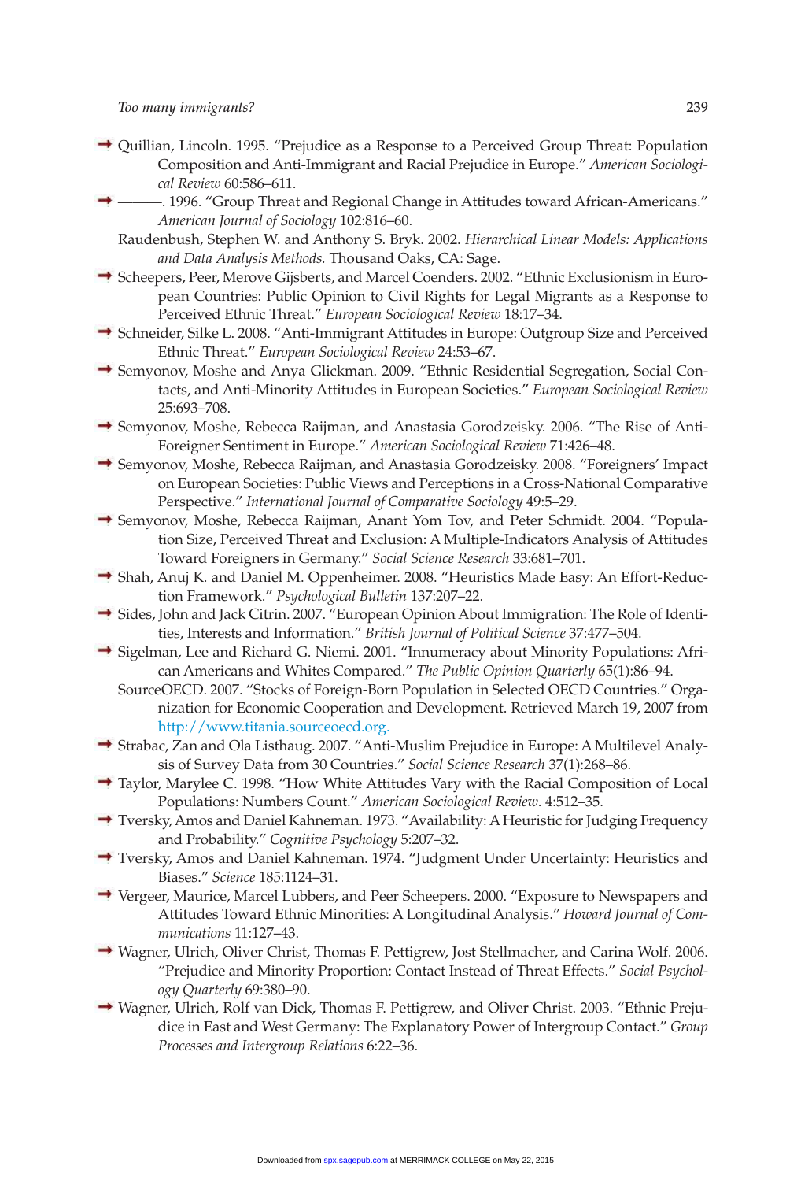Quillian, Lincoln. 1995. "Prejudice as a Response to a Perceived Group Threat: Population Composition and Anti-Immigrant and Racial Prejudice in Europe." *American Sociological Review* 60:586–611.

———. 1996. "Group Threat and Regional Change in Attitudes toward African-Americans." *American Journal of Sociology* 102:816–60.

Raudenbush, Stephen W. and Anthony S. Bryk. 2002. *Hierarchical Linear Models: Applications and Data Analysis Methods.* Thousand Oaks, CA: Sage.

Scheepers, Peer, Merove Gijsberts, and Marcel Coenders. 2002. "Ethnic Exclusionism in European Countries: Public Opinion to Civil Rights for Legal Migrants as a Response to Perceived Ethnic Threat." *European Sociological Review* 18:17–34.

Schneider, Silke L. 2008. "Anti-Immigrant Attitudes in Europe: Outgroup Size and Perceived Ethnic Threat." *European Sociological Review* 24:53–67.

Semyonov, Moshe and Anya Glickman. 2009. "Ethnic Residential Segregation, Social Contacts, and Anti-Minority Attitudes in European Societies." *European Sociological Review* 25:693–708.

Semyonov, Moshe, Rebecca Raijman, and Anastasia Gorodzeisky. 2006. "The Rise of Anti-Foreigner Sentiment in Europe." *American Sociological Review* 71:426–48.

Semyonov, Moshe, Rebecca Raijman, and Anastasia Gorodzeisky. 2008. "Foreigners' Impact on European Societies: Public Views and Perceptions in a Cross-National Comparative Perspective." *International Journal of Comparative Sociology* 49:5–29.

Semyonov, Moshe, Rebecca Raijman, Anant Yom Tov, and Peter Schmidt. 2004. "Population Size, Perceived Threat and Exclusion: A Multiple-Indicators Analysis of Attitudes Toward Foreigners in Germany." *Social Science Research* 33:681–701.

Shah, Anuj K. and Daniel M. Oppenheimer. 2008. "Heuristics Made Easy: An Effort-Reduction Framework." *Psychological Bulletin* 137:207–22.

Sides, John and Jack Citrin. 2007. "European Opinion About Immigration: The Role of Identities, Interests and Information." *British Journal of Political Science* 37:477–504.

Sigelman, Lee and Richard G. Niemi. 2001. "Innumeracy about Minority Populations: African Americans and Whites Compared." *The Public Opinion Quarterly* 65(1):86–94.

SourceOECD. 2007. "Stocks of Foreign-Born Population in Selected OECD Countries." Organization for Economic Cooperation and Development. Retrieved March 19, 2007 from http://www.titania.sourceoecd.org.

Strabac, Zan and Ola Listhaug. 2007. "Anti-Muslim Prejudice in Europe: A Multilevel Analysis of Survey Data from 30 Countries." *Social Science Research* 37(1):268–86.

Taylor, Marylee C. 1998. "How White Attitudes Vary with the Racial Composition of Local Populations: Numbers Count." *American Sociological Review*. 4:512–35.

Tversky, Amos and Daniel Kahneman. 1973. "Availability: A Heuristic for Judging Frequency and Probability." *Cognitive Psychology* 5:207–32.

Tversky, Amos and Daniel Kahneman. 1974. "Judgment Under Uncertainty: Heuristics and Biases." *Science* 185:1124–31.

Vergeer, Maurice, Marcel Lubbers, and Peer Scheepers. 2000. "Exposure to Newspapers and Attitudes Toward Ethnic Minorities: A Longitudinal Analysis." *Howard Journal of Communications* 11:127–43.

Wagner, Ulrich, Oliver Christ, Thomas F. Pettigrew, Jost Stellmacher, and Carina Wolf. 2006. "Prejudice and Minority Proportion: Contact Instead of Threat Effects." *Social Psychology Quarterly* 69:380–90.

Wagner, Ulrich, Rolf van Dick, Thomas F. Pettigrew, and Oliver Christ. 2003. "Ethnic Prejudice in East and West Germany: The Explanatory Power of Intergroup Contact." *Group Processes and Intergroup Relations* 6:22–36.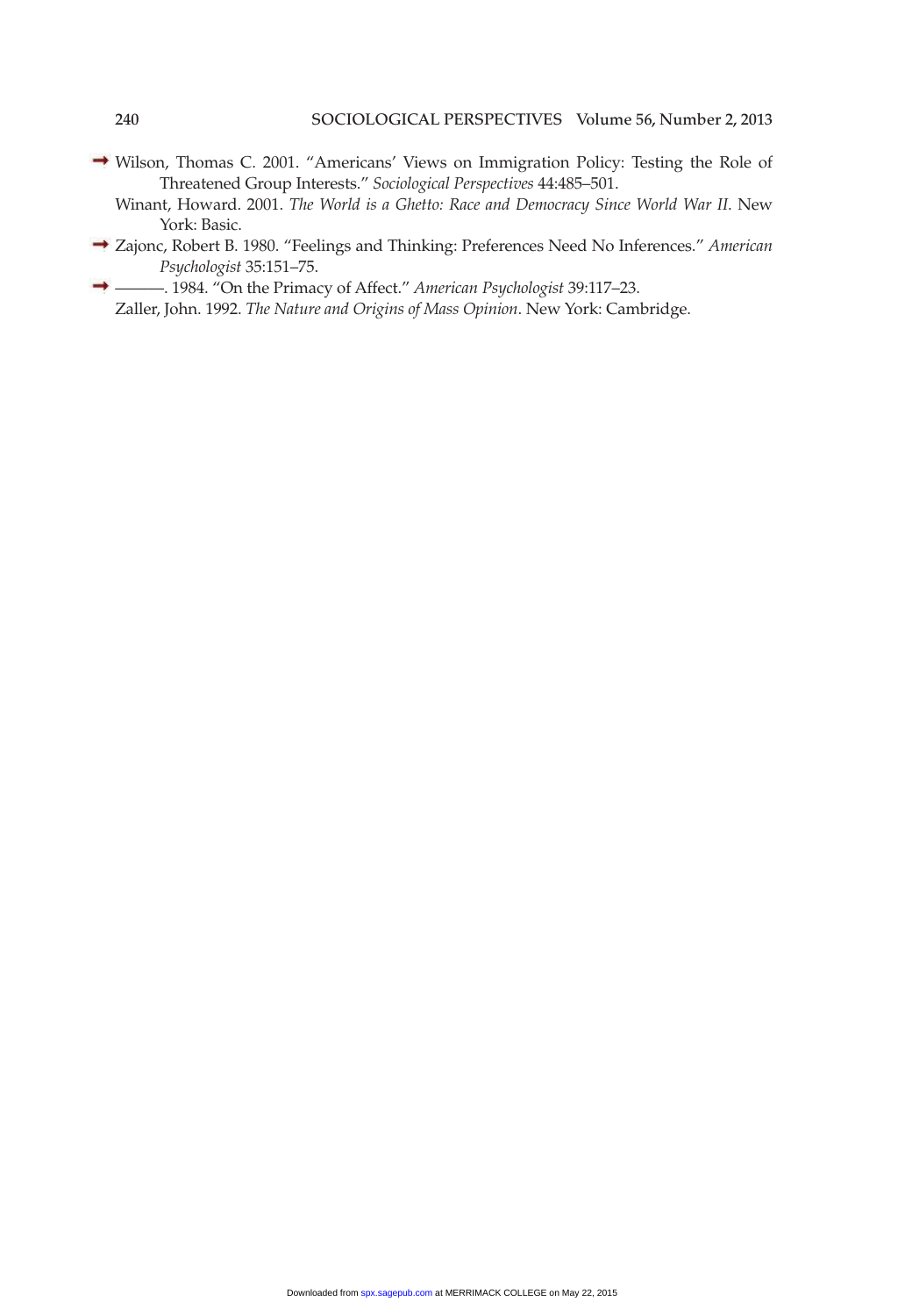Wilson, Thomas C. 2001. "Americans' Views on Immigration Policy: Testing the Role of Threatened Group Interests." *Sociological Perspectives* 44:485–501.

Winant, Howard. 2001. *The World is a Ghetto: Race and Democracy Since World War II*. New York: Basic.

Zajonc, Robert B. 1980. "Feelings and Thinking: Preferences Need No Inferences." *American Psychologist* 35:151–75.

———. 1984. "On the Primacy of Affect." *American Psychologist* 39:117–23.

Zaller, John. 1992. *The Nature and Origins of Mass Opinion*. New York: Cambridge.